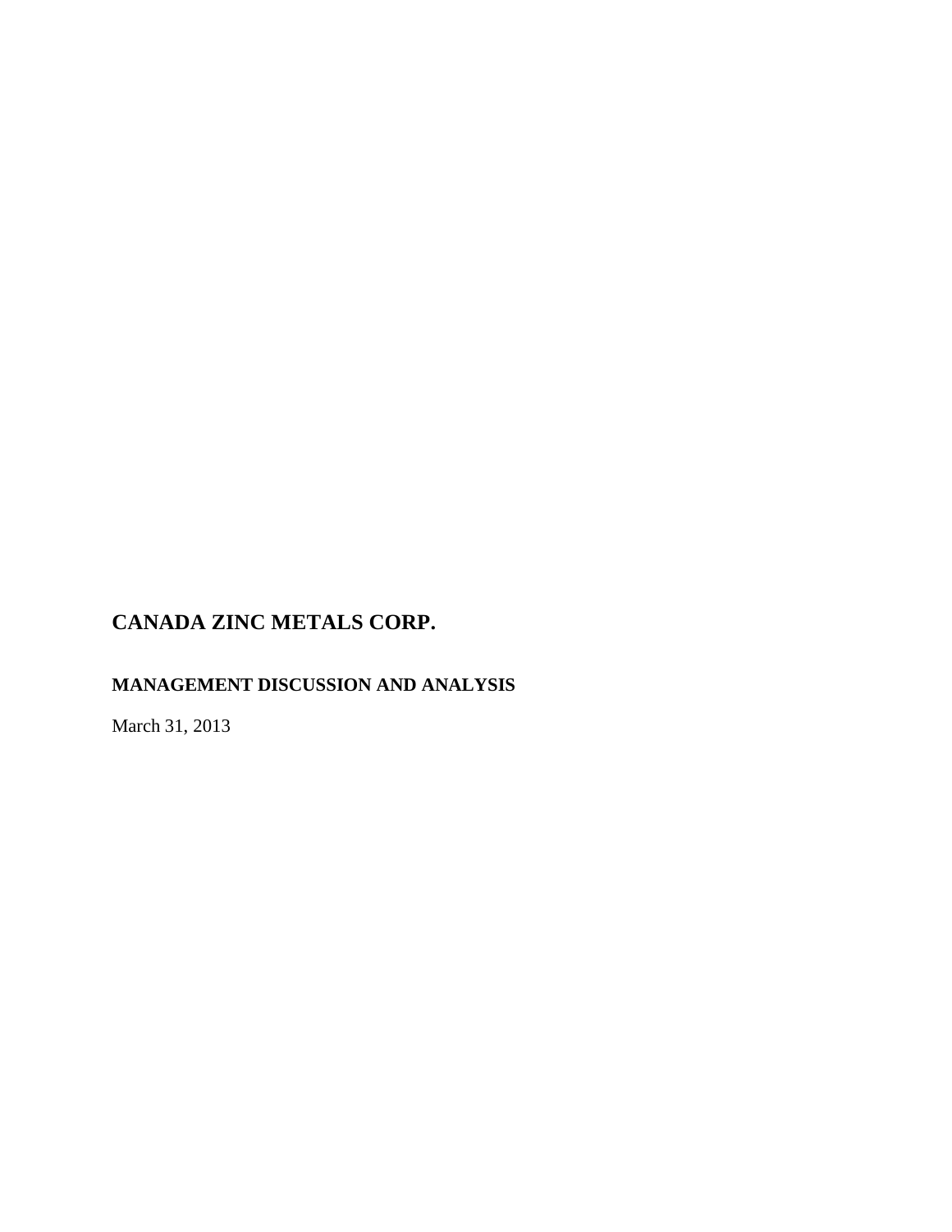# CANADA ZINC METALS CORP.

## MANAGEMENT DISCUSSION AND ANALYSIS

March 31, 2013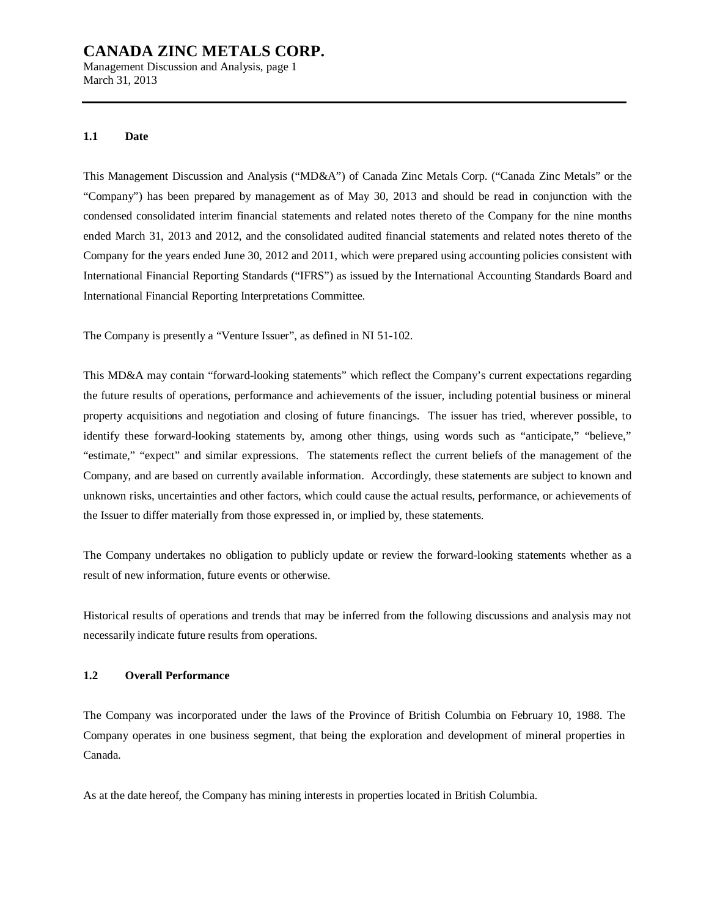### 1.1 Date

This Management Discussion and Analysis ("MD&A") of Canada Zinc Metals Corp. ("Canada Zinc Metals" or the "Company") has been prepared by management as of May 30, 2013 and should be read in conjunction with the condensed consolidated interim financial statements and related notes thereto of the Company for the nine months ended March 31, 2013 and 2012, and the consolidated audited financial statements and related notes thereto of the Company for the years ended June 30, 2012 and 2011, which were prepared using accounting policies consistent with International Financial Reporting Standards ("IFRS") as issued by the International Accounting Standards Board and International Financial Reporting Interpretations Committee.

The Company is presently a "Venture Issuer", as defined in NI 51-102.

This MD&A may contain "forward-looking statements" which reflect the Company's current expectations regarding the future results of operations, performance and achievements of the issuer, including potential business or mineral property acquisitions and negotiation and closing of future financings. The issuer has tried, wherever possible, to identify these forward-looking statements by, among other things, using words such as "anticipate," "believe," "estimate," "expect" and similar expressions. The statements reflect the current beliefs of the management of the Company, and are based on currently available information. Accordingly, these statements are subject to known and unknown risks, uncertainties and other factors, which could cause the actual results, performance, or achievements of the Issuer to differ materially from those expressed in, or implied by, these statements.

The Company undertakes no obligation to publicly update or review the forward-looking statements whether as a result of new information, future events or otherwise.

Historical results of operations and trends that may be inferred from the following discussions and analysis may not necessarily indicate future results from operations.

### 1.2 Overall Performance

The Company was incorporated under the laws of the Province of British Columbia on February 10, 1988. The Company operates in one business segment, that being the exploration and development of mineral properties in Canada.

As at the date hereof, the Company has mining interests in properties located in British Columbia.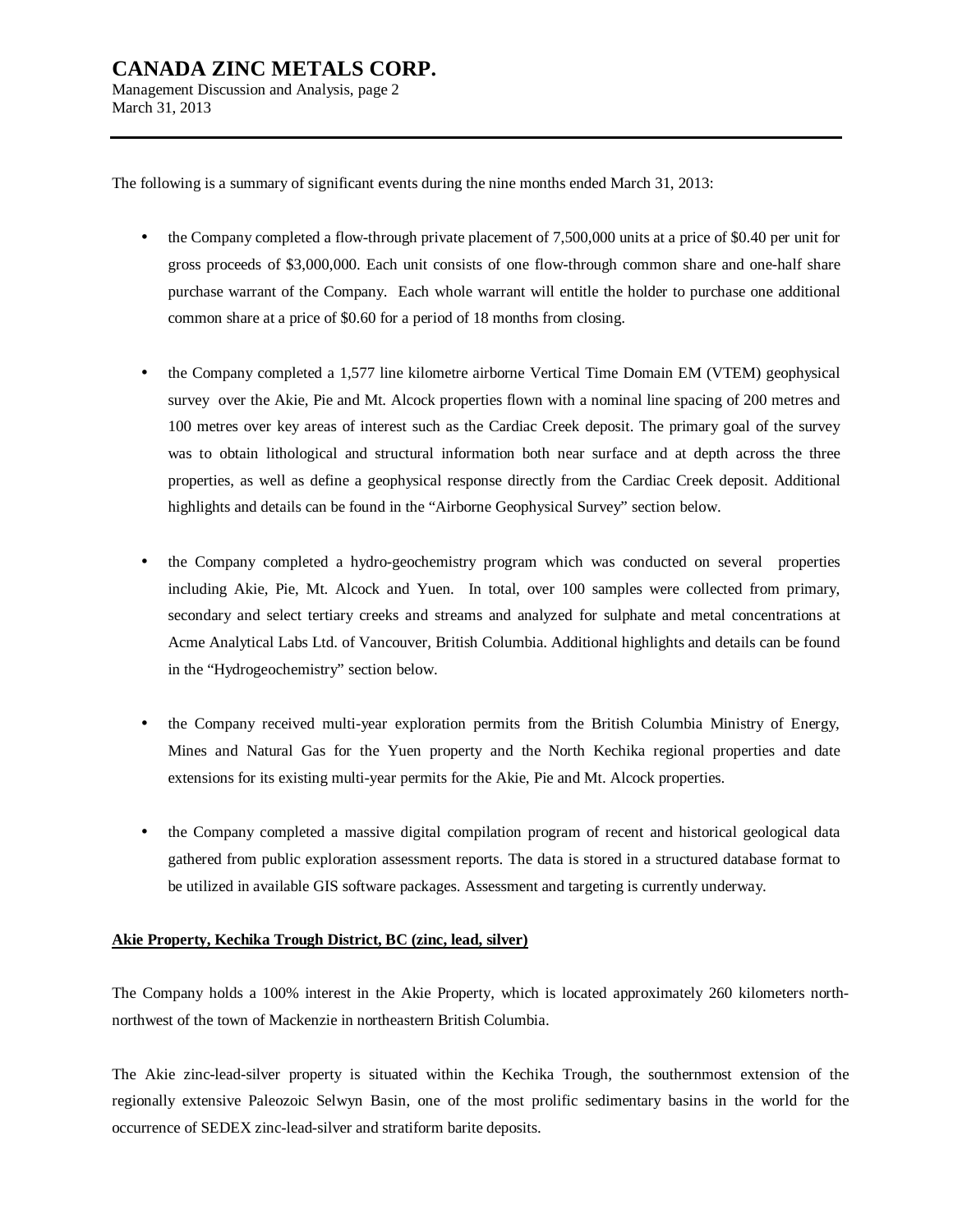The following is a summary of significant events during the nine months ended March 31, 2013:

- the Company completed a flow-through private placement of 7,500,000 units at a price of $0.40 per unit for gross proceeds of $3,000,000. Each unit consists of one flow-through common share and one-half share purchase warrant of the Company. Each whole warrant will entitle the holder to purchase one additional common share at a price of $0.60 for a period of 18 months from closing.

- the Company completed a 1,577 line kilometre airborne Vertical Time Domain EM (VTEM) geophysical survey over the Akie, Pie and Mt. Alcock properties flown with a nominal line spacing of 200 metres and 100 metres over key areas of interest such as the Cardiac Creek deposit. The primary goal of the survey was to obtain lithological and structural information both near surface and at depth across the three properties, as well as define a geophysical response directly from the Cardiac Creek deposit. Additional highlights and details can be found in the "Airborne Geophysical Survey" section below.

- the Company completed a hydro-geochemistry program which was conducted on several properties including Akie, Pie, Mt. Alcock and Yuen. In total, over 100 samples were collected from primary, secondary and select tertiary creeks and streams and analyzed for sulphate and metal concentrations at Acme Analytical Labs Ltd. of Vancouver, British Columbia. Additional highlights and details can be found in the "Hydrogeochemistry" section below.

- the Company received multi-year exploration permits from the British Columbia Ministry of Energy, Mines and Natural Gas for the Yuen property and the North Kechika regional properties and date extensions for its existing multi-year permits for the Akie, Pie and Mt. Alcock properties.

- the Company completed a massive digital compilation program of recent and historical geological data gathered from public exploration assessment reports. The data is stored in a structured database format to be utilized in available GIS software packages. Assessment and targeting is currently underway.

**Akie Property, Kechika Trough District, BC (zinc, lead, silver)**

The Company holds a 100% interest in the Akie Property, which is located approximately 260 kilometers north-northwest of the town of Mackenzie in northeastern British Columbia.

The Akie zinc-lead-silver property is situated within the Kechika Trough, the southernmost extension of the regionally extensive Paleozoic Selwyn Basin, one of the most prolific sedimentary basins in the world for the occurrence of SEDEX zinc-lead-silver and stratiform barite deposits.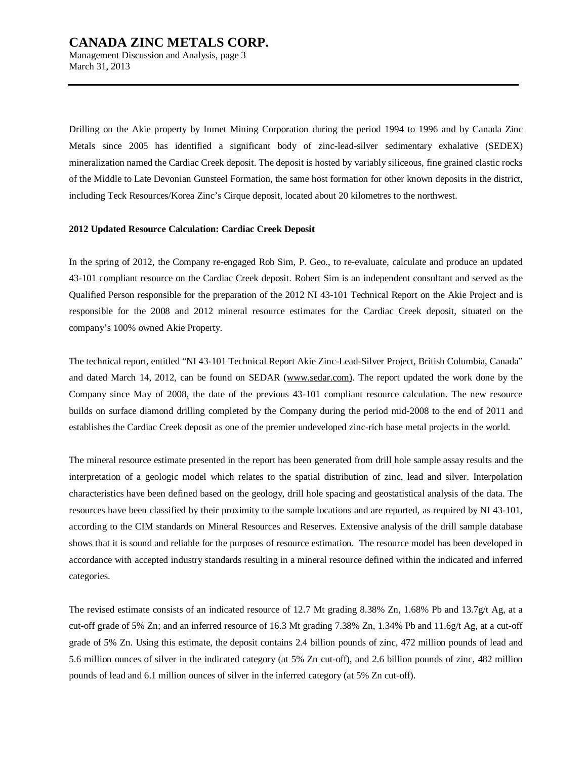Drilling on the Akie property by Inmet Mining Corporation during the period 1994 to 1996 and by Canada Zinc Metals since 2005 has identified a significant body of zinc-lead-silver sedimentary exhalative (SEDEX) mineralization named the Cardiac Creek deposit. The deposit is hosted by variably siliceous, fine grained clastic rocks of the Middle to Late Devonian Gunsteel Formation, the same host formation for other known deposits in the district, including Teck Resources/Korea Zinc's Cirque deposit, located about 20 kilometres to the northwest.

**2012 Updated Resource Calculation: Cardiac Creek Deposit**

In the spring of 2012, the Company re-engaged Rob Sim, P. Geo., to re-evaluate, calculate and produce an updated 43-101 compliant resource on the Cardiac Creek deposit. Robert Sim is an independent consultant and served as the Qualified Person responsible for the preparation of the 2012 NI 43-101 Technical Report on the Akie Project and is responsible for the 2008 and 2012 mineral resource estimates for the Cardiac Creek deposit, situated on the company's 100% owned Akie Property.

The technical report, entitled "NI 43-101 Technical Report Akie Zinc-Lead-Silver Project, British Columbia, Canada" and dated March 14, 2012, can be found on SEDAR (www.sedar.com). The report updated the work done by the Company since May of 2008, the date of the previous 43-101 compliant resource calculation. The new resource builds on surface diamond drilling completed by the Company during the period mid-2008 to the end of 2011 and establishes the Cardiac Creek deposit as one of the premier undeveloped zinc-rich base metal projects in the world.

The mineral resource estimate presented in the report has been generated from drill hole sample assay results and the interpretation of a geologic model which relates to the spatial distribution of zinc, lead and silver. Interpolation characteristics have been defined based on the geology, drill hole spacing and geostatistical analysis of the data. The resources have been classified by their proximity to the sample locations and are reported, as required by NI 43-101, according to the CIM standards on Mineral Resources and Reserves. Extensive analysis of the drill sample database shows that it is sound and reliable for the purposes of resource estimation. The resource model has been developed in accordance with accepted industry standards resulting in a mineral resource defined within the indicated and inferred categories.

The revised estimate consists of an indicated resource of 12.7 Mt grading 8.38% Zn, 1.68% Pb and 13.7g/t Ag, at a cut-off grade of 5% Zn; and an inferred resource of 16.3 Mt grading 7.38% Zn, 1.34% Pb and 11.6g/t Ag, at a cut-off grade of 5% Zn. Using this estimate, the deposit contains 2.4 billion pounds of zinc, 472 million pounds of lead and 5.6 million ounces of silver in the indicated category (at 5% Zn cut-off), and 2.6 billion pounds of zinc, 482 million pounds of lead and 6.1 million ounces of silver in the inferred category (at 5% Zn cut-off).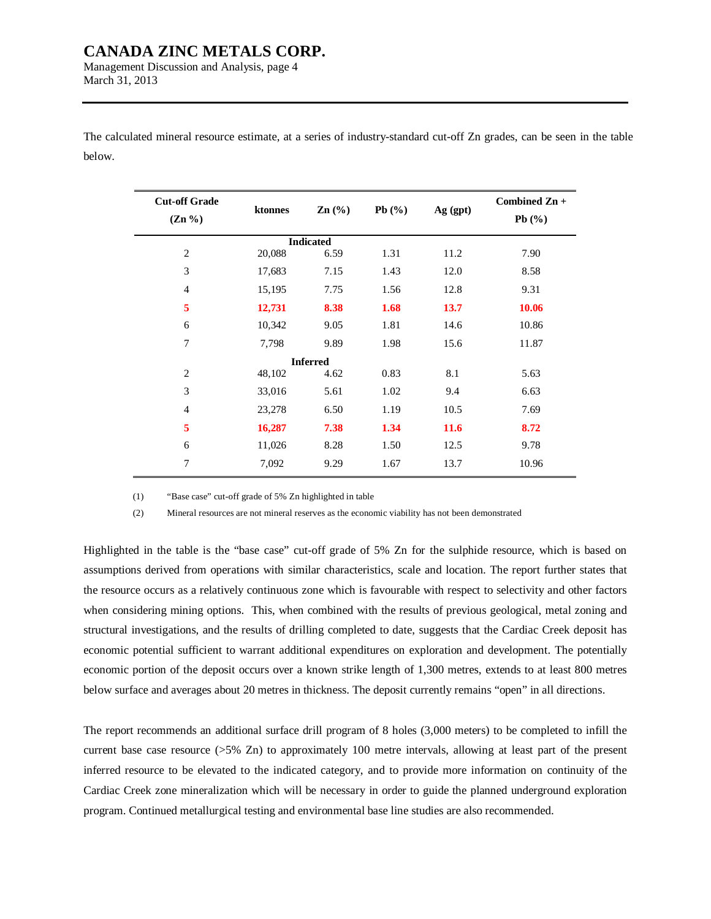The calculated mineral resource estimate, at a series of industry-standard cut-off Zn grades, can be seen in the table below.

| Cut-off Grade (Zn %) | ktonnes | Zn (%) | Pb (%) | Ag (gpt) | Combined Zn + Pb (%) |
|---|---|---|---|---|---|
| | | **Indicated** | | | |
| 2 | 20,088 | 6.59 | 1.31 | 11.2 | 7.90 |
| 3 | 17,683 | 7.15 | 1.43 | 12.0 | 8.58 |
| 4 | 15,195 | 7.75 | 1.56 | 12.8 | 9.31 |
| **5** | **12,731** | **8.38** | **1.68** | **13.7** | **10.06** |
| 6 | 10,342 | 9.05 | 1.81 | 14.6 | 10.86 |
| 7 | 7,798 | 9.89 | 1.98 | 15.6 | 11.87 |
| | | **Inferred** | | | |
| 2 | 48,102 | 4.62 | 0.83 | 8.1 | 5.63 |
| 3 | 33,016 | 5.61 | 1.02 | 9.4 | 6.63 |
| 4 | 23,278 | 6.50 | 1.19 | 10.5 | 7.69 |
| **5** | **16,287** | **7.38** | **1.34** | **11.6** | **8.72** |
| 6 | 11,026 | 8.28 | 1.50 | 12.5 | 9.78 |
| 7 | 7,092 | 9.29 | 1.67 | 13.7 | 10.96 |

(1) "Base case" cut-off grade of 5% Zn highlighted in table

(2) Mineral resources are not mineral reserves as the economic viability has not been demonstrated

Highlighted in the table is the "base case" cut-off grade of 5% Zn for the sulphide resource, which is based on assumptions derived from operations with similar characteristics, scale and location. The report further states that the resource occurs as a relatively continuous zone which is favourable with respect to selectivity and other factors when considering mining options. This, when combined with the results of previous geological, metal zoning and structural investigations, and the results of drilling completed to date, suggests that the Cardiac Creek deposit has economic potential sufficient to warrant additional expenditures on exploration and development. The potentially economic portion of the deposit occurs over a known strike length of 1,300 metres, extends to at least 800 metres below surface and averages about 20 metres in thickness. The deposit currently remains "open" in all directions.

The report recommends an additional surface drill program of 8 holes (3,000 meters) to be completed to infill the current base case resource (>5% Zn) to approximately 100 metre intervals, allowing at least part of the present inferred resource to be elevated to the indicated category, and to provide more information on continuity of the Cardiac Creek zone mineralization which will be necessary in order to guide the planned underground exploration program. Continued metallurgical testing and environmental base line studies are also recommended.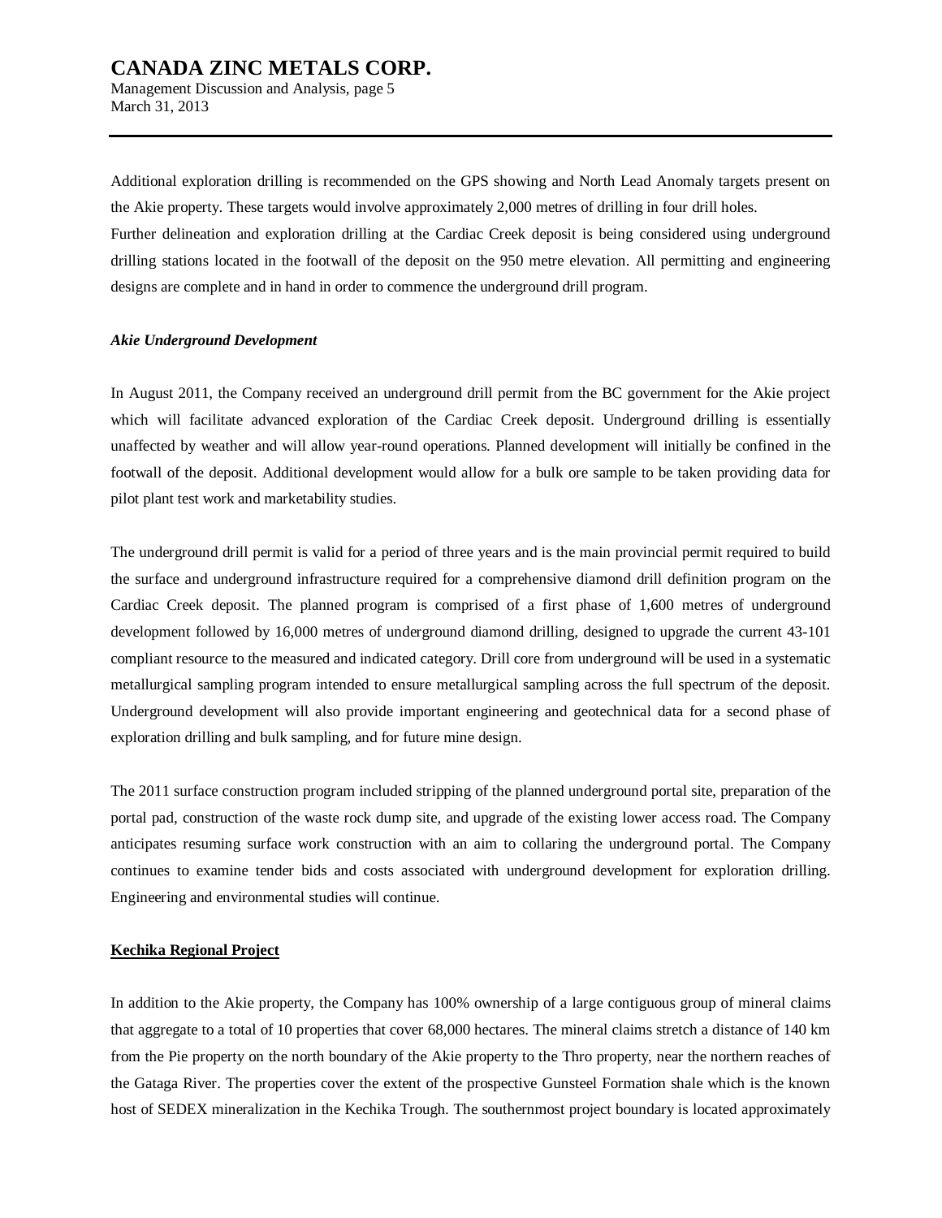Additional exploration drilling is recommended on the GPS showing and North Lead Anomaly targets present on the Akie property. These targets would involve approximately 2,000 metres of drilling in four drill holes.
Further delineation and exploration drilling at the Cardiac Creek deposit is being considered using underground drilling stations located in the footwall of the deposit on the 950 metre elevation. All permitting and engineering designs are complete and in hand in order to commence the underground drill program.

***Akie Underground Development***

In August 2011, the Company received an underground drill permit from the BC government for the Akie project which will facilitate advanced exploration of the Cardiac Creek deposit. Underground drilling is essentially unaffected by weather and will allow year-round operations. Planned development will initially be confined in the footwall of the deposit. Additional development would allow for a bulk ore sample to be taken providing data for pilot plant test work and marketability studies.

The underground drill permit is valid for a period of three years and is the main provincial permit required to build the surface and underground infrastructure required for a comprehensive diamond drill definition program on the Cardiac Creek deposit. The planned program is comprised of a first phase of 1,600 metres of underground development followed by 16,000 metres of underground diamond drilling, designed to upgrade the current 43-101 compliant resource to the measured and indicated category. Drill core from underground will be used in a systematic metallurgical sampling program intended to ensure metallurgical sampling across the full spectrum of the deposit. Underground development will also provide important engineering and geotechnical data for a second phase of exploration drilling and bulk sampling, and for future mine design.

The 2011 surface construction program included stripping of the planned underground portal site, preparation of the portal pad, construction of the waste rock dump site, and upgrade of the existing lower access road. The Company anticipates resuming surface work construction with an aim to collaring the underground portal. The Company continues to examine tender bids and costs associated with underground development for exploration drilling. Engineering and environmental studies will continue.

**Kechika Regional Project**

In addition to the Akie property, the Company has 100% ownership of a large contiguous group of mineral claims that aggregate to a total of 10 properties that cover 68,000 hectares. The mineral claims stretch a distance of 140 km from the Pie property on the north boundary of the Akie property to the Thro property, near the northern reaches of the Gataga River. The properties cover the extent of the prospective Gunsteel Formation shale which is the known host of SEDEX mineralization in the Kechika Trough. The southernmost project boundary is located approximately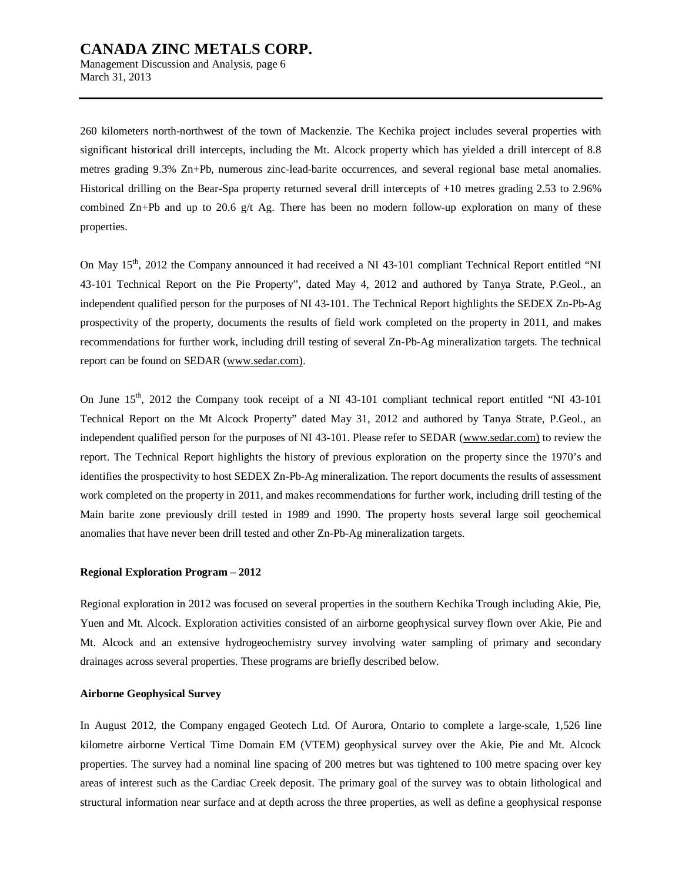260 kilometers north-northwest of the town of Mackenzie. The Kechika project includes several properties with significant historical drill intercepts, including the Mt. Alcock property which has yielded a drill intercept of 8.8 metres grading 9.3% Zn+Pb, numerous zinc-lead-barite occurrences, and several regional base metal anomalies. Historical drilling on the Bear-Spa property returned several drill intercepts of +10 metres grading 2.53 to 2.96% combined Zn+Pb and up to 20.6 g/t Ag. There has been no modern follow-up exploration on many of these properties.

On May 15th, 2012 the Company announced it had received a NI 43-101 compliant Technical Report entitled "NI 43-101 Technical Report on the Pie Property", dated May 4, 2012 and authored by Tanya Strate, P.Geol., an independent qualified person for the purposes of NI 43-101. The Technical Report highlights the SEDEX Zn-Pb-Ag prospectivity of the property, documents the results of field work completed on the property in 2011, and makes recommendations for further work, including drill testing of several Zn-Pb-Ag mineralization targets. The technical report can be found on SEDAR (www.sedar.com).

On June 15th, 2012 the Company took receipt of a NI 43-101 compliant technical report entitled "NI 43-101 Technical Report on the Mt Alcock Property" dated May 31, 2012 and authored by Tanya Strate, P.Geol., an independent qualified person for the purposes of NI 43-101. Please refer to SEDAR (www.sedar.com) to review the report. The Technical Report highlights the history of previous exploration on the property since the 1970's and identifies the prospectivity to host SEDEX Zn-Pb-Ag mineralization. The report documents the results of assessment work completed on the property in 2011, and makes recommendations for further work, including drill testing of the Main barite zone previously drill tested in 1989 and 1990. The property hosts several large soil geochemical anomalies that have never been drill tested and other Zn-Pb-Ag mineralization targets.

**Regional Exploration Program – 2012**

Regional exploration in 2012 was focused on several properties in the southern Kechika Trough including Akie, Pie, Yuen and Mt. Alcock. Exploration activities consisted of an airborne geophysical survey flown over Akie, Pie and Mt. Alcock and an extensive hydrogeochemistry survey involving water sampling of primary and secondary drainages across several properties. These programs are briefly described below.

**Airborne Geophysical Survey**

In August 2012, the Company engaged Geotech Ltd. Of Aurora, Ontario to complete a large-scale, 1,526 line kilometre airborne Vertical Time Domain EM (VTEM) geophysical survey over the Akie, Pie and Mt. Alcock properties. The survey had a nominal line spacing of 200 metres but was tightened to 100 metre spacing over key areas of interest such as the Cardiac Creek deposit. The primary goal of the survey was to obtain lithological and structural information near surface and at depth across the three properties, as well as define a geophysical response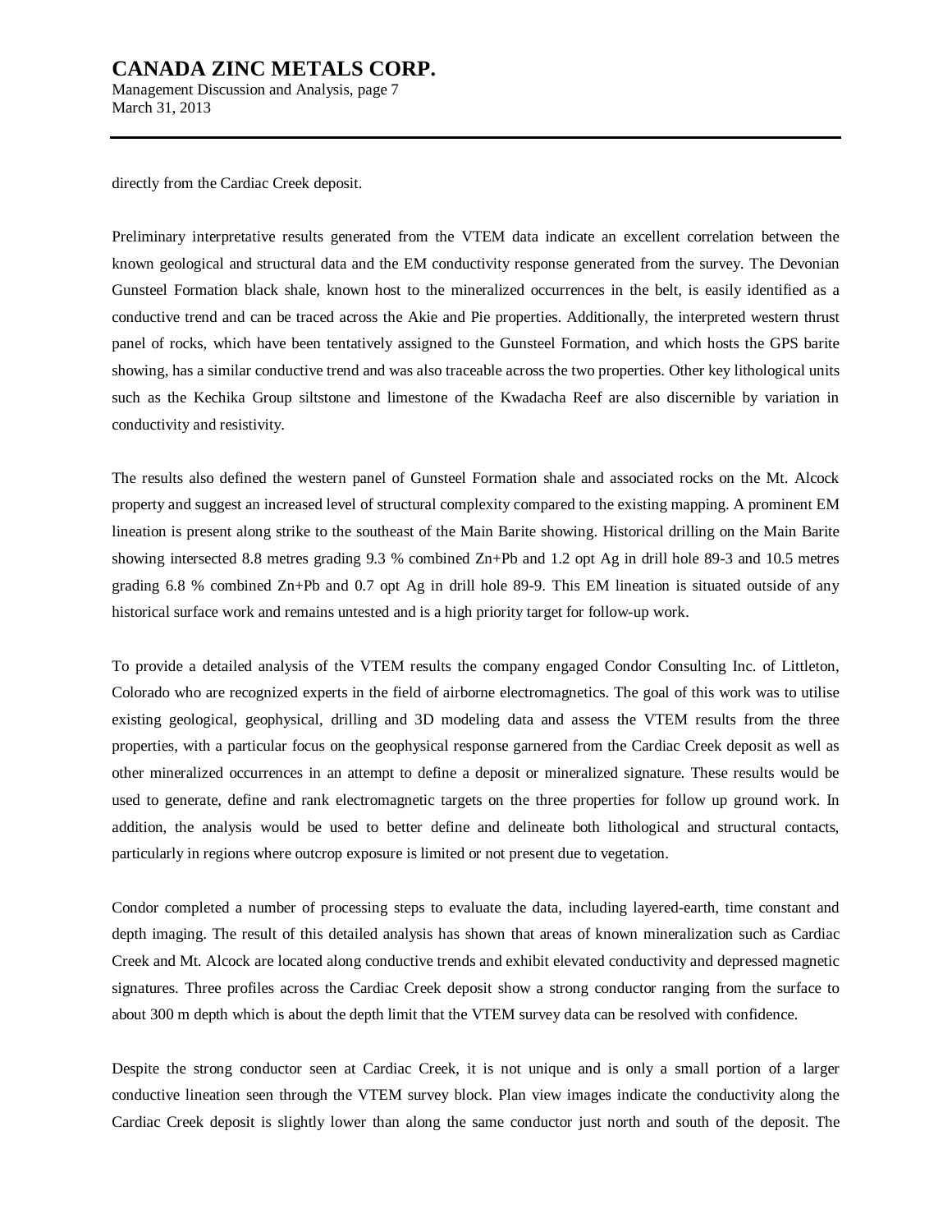directly from the Cardiac Creek deposit.

Preliminary interpretative results generated from the VTEM data indicate an excellent correlation between the known geological and structural data and the EM conductivity response generated from the survey. The Devonian Gunsteel Formation black shale, known host to the mineralized occurrences in the belt, is easily identified as a conductive trend and can be traced across the Akie and Pie properties. Additionally, the interpreted western thrust panel of rocks, which have been tentatively assigned to the Gunsteel Formation, and which hosts the GPS barite showing, has a similar conductive trend and was also traceable across the two properties. Other key lithological units such as the Kechika Group siltstone and limestone of the Kwadacha Reef are also discernible by variation in conductivity and resistivity.

The results also defined the western panel of Gunsteel Formation shale and associated rocks on the Mt. Alcock property and suggest an increased level of structural complexity compared to the existing mapping. A prominent EM lineation is present along strike to the southeast of the Main Barite showing. Historical drilling on the Main Barite showing intersected 8.8 metres grading 9.3 % combined Zn+Pb and 1.2 opt Ag in drill hole 89-3 and 10.5 metres grading 6.8 % combined Zn+Pb and 0.7 opt Ag in drill hole 89-9. This EM lineation is situated outside of any historical surface work and remains untested and is a high priority target for follow-up work.

To provide a detailed analysis of the VTEM results the company engaged Condor Consulting Inc. of Littleton, Colorado who are recognized experts in the field of airborne electromagnetics. The goal of this work was to utilise existing geological, geophysical, drilling and 3D modeling data and assess the VTEM results from the three properties, with a particular focus on the geophysical response garnered from the Cardiac Creek deposit as well as other mineralized occurrences in an attempt to define a deposit or mineralized signature. These results would be used to generate, define and rank electromagnetic targets on the three properties for follow up ground work. In addition, the analysis would be used to better define and delineate both lithological and structural contacts, particularly in regions where outcrop exposure is limited or not present due to vegetation.

Condor completed a number of processing steps to evaluate the data, including layered-earth, time constant and depth imaging. The result of this detailed analysis has shown that areas of known mineralization such as Cardiac Creek and Mt. Alcock are located along conductive trends and exhibit elevated conductivity and depressed magnetic signatures. Three profiles across the Cardiac Creek deposit show a strong conductor ranging from the surface to about 300 m depth which is about the depth limit that the VTEM survey data can be resolved with confidence.

Despite the strong conductor seen at Cardiac Creek, it is not unique and is only a small portion of a larger conductive lineation seen through the VTEM survey block. Plan view images indicate the conductivity along the Cardiac Creek deposit is slightly lower than along the same conductor just north and south of the deposit. The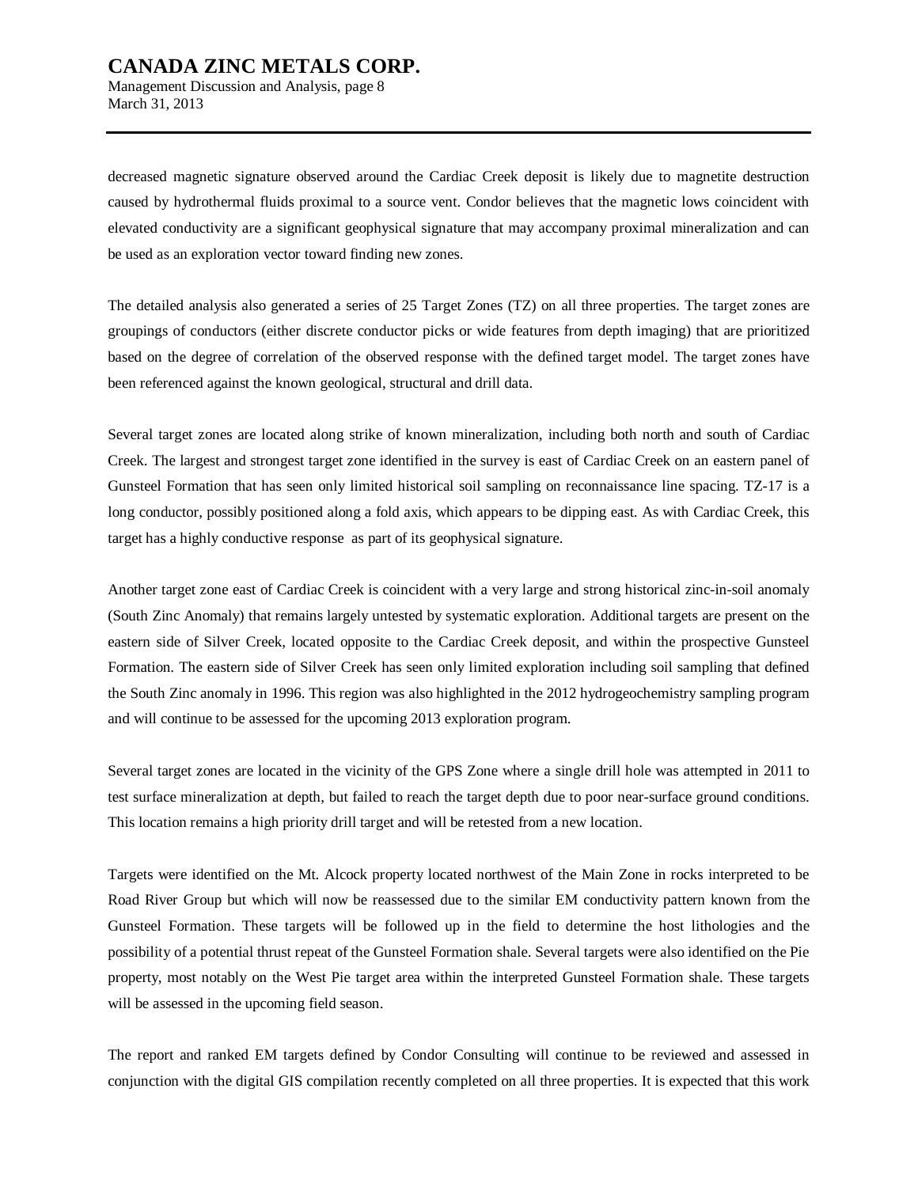decreased magnetic signature observed around the Cardiac Creek deposit is likely due to magnetite destruction caused by hydrothermal fluids proximal to a source vent. Condor believes that the magnetic lows coincident with elevated conductivity are a significant geophysical signature that may accompany proximal mineralization and can be used as an exploration vector toward finding new zones.

The detailed analysis also generated a series of 25 Target Zones (TZ) on all three properties. The target zones are groupings of conductors (either discrete conductor picks or wide features from depth imaging) that are prioritized based on the degree of correlation of the observed response with the defined target model. The target zones have been referenced against the known geological, structural and drill data.

Several target zones are located along strike of known mineralization, including both north and south of Cardiac Creek. The largest and strongest target zone identified in the survey is east of Cardiac Creek on an eastern panel of Gunsteel Formation that has seen only limited historical soil sampling on reconnaissance line spacing. TZ-17 is a long conductor, possibly positioned along a fold axis, which appears to be dipping east. As with Cardiac Creek, this target has a highly conductive response as part of its geophysical signature.

Another target zone east of Cardiac Creek is coincident with a very large and strong historical zinc-in-soil anomaly (South Zinc Anomaly) that remains largely untested by systematic exploration. Additional targets are present on the eastern side of Silver Creek, located opposite to the Cardiac Creek deposit, and within the prospective Gunsteel Formation. The eastern side of Silver Creek has seen only limited exploration including soil sampling that defined the South Zinc anomaly in 1996. This region was also highlighted in the 2012 hydrogeochemistry sampling program and will continue to be assessed for the upcoming 2013 exploration program.

Several target zones are located in the vicinity of the GPS Zone where a single drill hole was attempted in 2011 to test surface mineralization at depth, but failed to reach the target depth due to poor near-surface ground conditions. This location remains a high priority drill target and will be retested from a new location.

Targets were identified on the Mt. Alcock property located northwest of the Main Zone in rocks interpreted to be Road River Group but which will now be reassessed due to the similar EM conductivity pattern known from the Gunsteel Formation. These targets will be followed up in the field to determine the host lithologies and the possibility of a potential thrust repeat of the Gunsteel Formation shale. Several targets were also identified on the Pie property, most notably on the West Pie target area within the interpreted Gunsteel Formation shale. These targets will be assessed in the upcoming field season.

The report and ranked EM targets defined by Condor Consulting will continue to be reviewed and assessed in conjunction with the digital GIS compilation recently completed on all three properties. It is expected that this work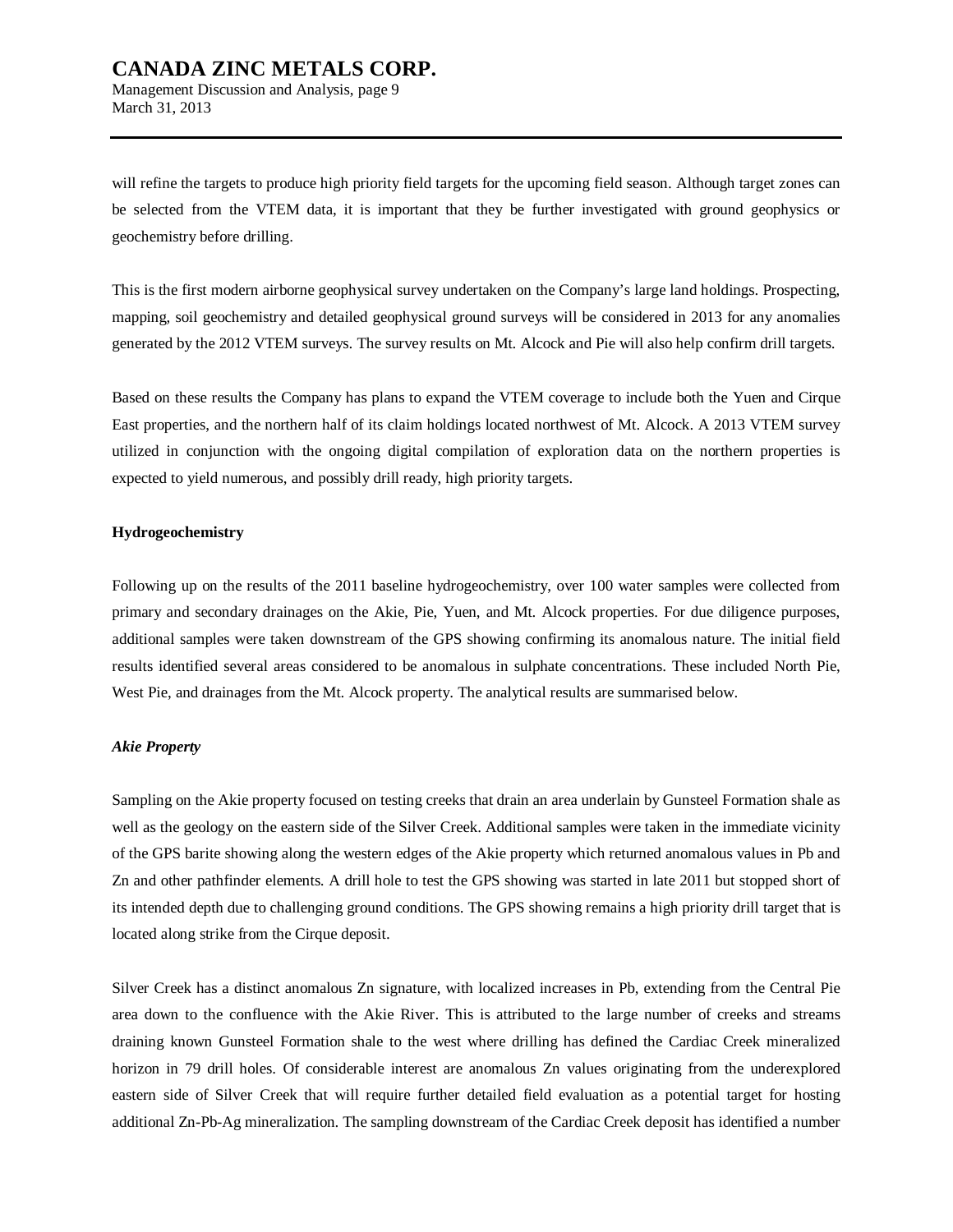will refine the targets to produce high priority field targets for the upcoming field season. Although target zones can be selected from the VTEM data, it is important that they be further investigated with ground geophysics or geochemistry before drilling.

This is the first modern airborne geophysical survey undertaken on the Company's large land holdings. Prospecting, mapping, soil geochemistry and detailed geophysical ground surveys will be considered in 2013 for any anomalies generated by the 2012 VTEM surveys. The survey results on Mt. Alcock and Pie will also help confirm drill targets.

Based on these results the Company has plans to expand the VTEM coverage to include both the Yuen and Cirque East properties, and the northern half of its claim holdings located northwest of Mt. Alcock. A 2013 VTEM survey utilized in conjunction with the ongoing digital compilation of exploration data on the northern properties is expected to yield numerous, and possibly drill ready, high priority targets.

**Hydrogeochemistry**

Following up on the results of the 2011 baseline hydrogeochemistry, over 100 water samples were collected from primary and secondary drainages on the Akie, Pie, Yuen, and Mt. Alcock properties. For due diligence purposes, additional samples were taken downstream of the GPS showing confirming its anomalous nature. The initial field results identified several areas considered to be anomalous in sulphate concentrations. These included North Pie, West Pie, and drainages from the Mt. Alcock property. The analytical results are summarised below.

***Akie Property***

Sampling on the Akie property focused on testing creeks that drain an area underlain by Gunsteel Formation shale as well as the geology on the eastern side of the Silver Creek. Additional samples were taken in the immediate vicinity of the GPS barite showing along the western edges of the Akie property which returned anomalous values in Pb and Zn and other pathfinder elements. A drill hole to test the GPS showing was started in late 2011 but stopped short of its intended depth due to challenging ground conditions. The GPS showing remains a high priority drill target that is located along strike from the Cirque deposit.

Silver Creek has a distinct anomalous Zn signature, with localized increases in Pb, extending from the Central Pie area down to the confluence with the Akie River. This is attributed to the large number of creeks and streams draining known Gunsteel Formation shale to the west where drilling has defined the Cardiac Creek mineralized horizon in 79 drill holes. Of considerable interest are anomalous Zn values originating from the underexplored eastern side of Silver Creek that will require further detailed field evaluation as a potential target for hosting additional Zn-Pb-Ag mineralization. The sampling downstream of the Cardiac Creek deposit has identified a number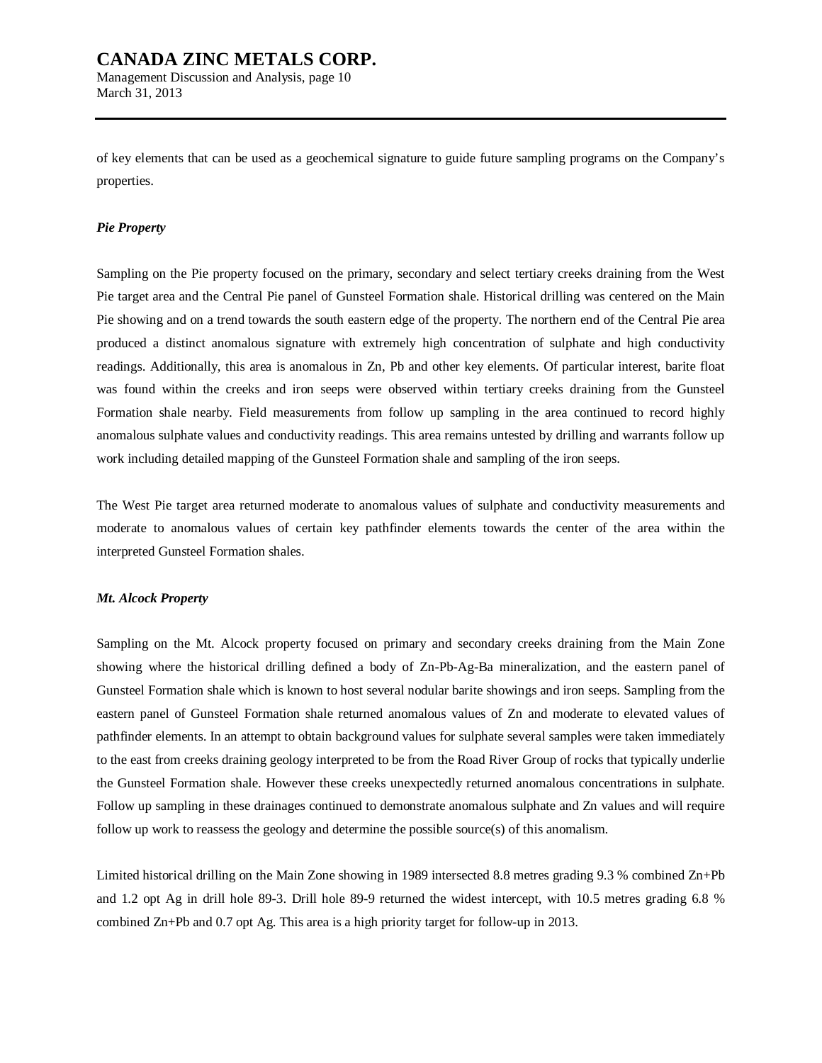of key elements that can be used as a geochemical signature to guide future sampling programs on the Company's properties.

***Pie Property***

Sampling on the Pie property focused on the primary, secondary and select tertiary creeks draining from the West Pie target area and the Central Pie panel of Gunsteel Formation shale. Historical drilling was centered on the Main Pie showing and on a trend towards the south eastern edge of the property. The northern end of the Central Pie area produced a distinct anomalous signature with extremely high concentration of sulphate and high conductivity readings. Additionally, this area is anomalous in Zn, Pb and other key elements. Of particular interest, barite float was found within the creeks and iron seeps were observed within tertiary creeks draining from the Gunsteel Formation shale nearby. Field measurements from follow up sampling in the area continued to record highly anomalous sulphate values and conductivity readings. This area remains untested by drilling and warrants follow up work including detailed mapping of the Gunsteel Formation shale and sampling of the iron seeps.

The West Pie target area returned moderate to anomalous values of sulphate and conductivity measurements and moderate to anomalous values of certain key pathfinder elements towards the center of the area within the interpreted Gunsteel Formation shales.

***Mt. Alcock Property***

Sampling on the Mt. Alcock property focused on primary and secondary creeks draining from the Main Zone showing where the historical drilling defined a body of Zn-Pb-Ag-Ba mineralization, and the eastern panel of Gunsteel Formation shale which is known to host several nodular barite showings and iron seeps. Sampling from the eastern panel of Gunsteel Formation shale returned anomalous values of Zn and moderate to elevated values of pathfinder elements. In an attempt to obtain background values for sulphate several samples were taken immediately to the east from creeks draining geology interpreted to be from the Road River Group of rocks that typically underlie the Gunsteel Formation shale. However these creeks unexpectedly returned anomalous concentrations in sulphate. Follow up sampling in these drainages continued to demonstrate anomalous sulphate and Zn values and will require follow up work to reassess the geology and determine the possible source(s) of this anomalism.

Limited historical drilling on the Main Zone showing in 1989 intersected 8.8 metres grading 9.3 % combined Zn+Pb and 1.2 opt Ag in drill hole 89-3. Drill hole 89-9 returned the widest intercept, with 10.5 metres grading 6.8 % combined Zn+Pb and 0.7 opt Ag. This area is a high priority target for follow-up in 2013.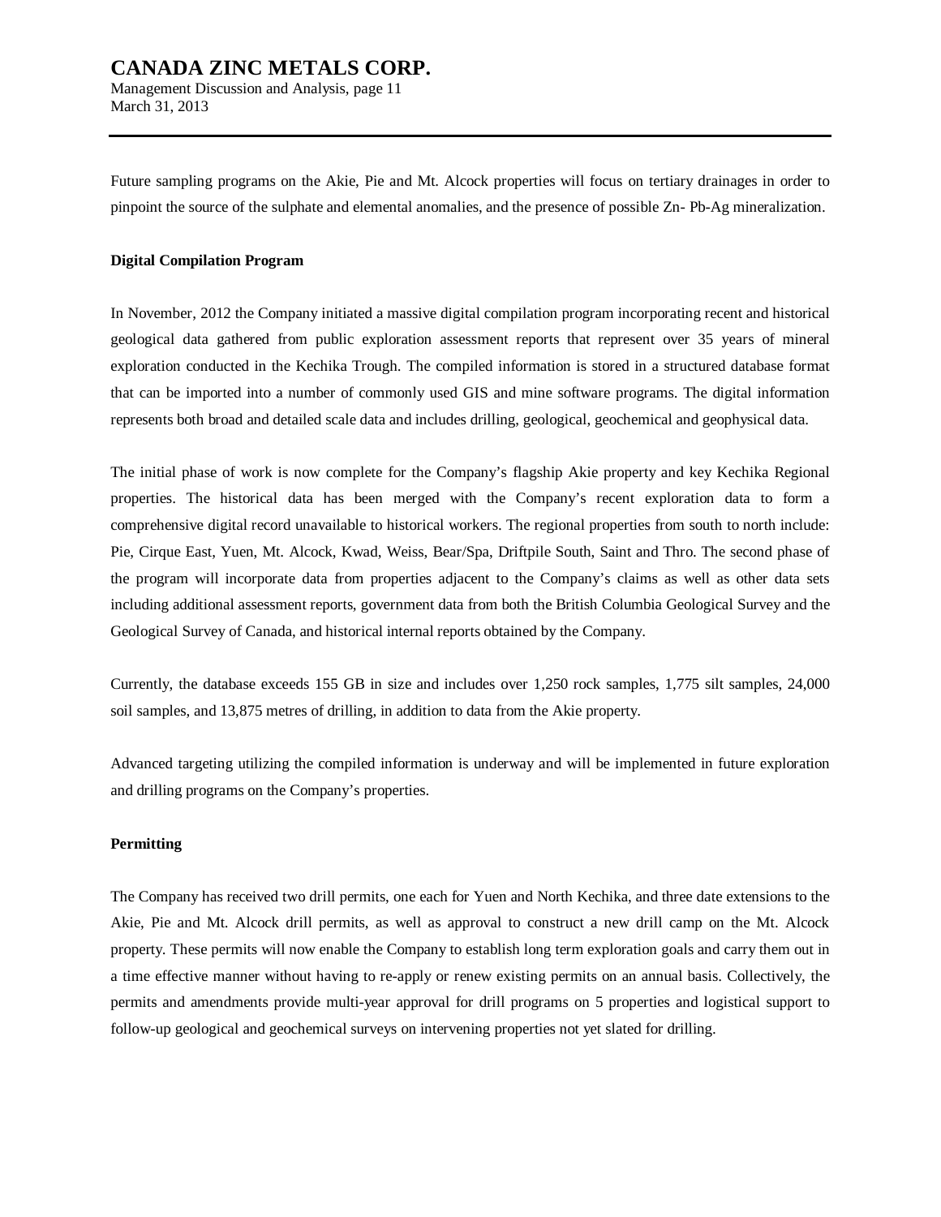Future sampling programs on the Akie, Pie and Mt. Alcock properties will focus on tertiary drainages in order to pinpoint the source of the sulphate and elemental anomalies, and the presence of possible Zn- Pb-Ag mineralization.

**Digital Compilation Program**

In November, 2012 the Company initiated a massive digital compilation program incorporating recent and historical geological data gathered from public exploration assessment reports that represent over 35 years of mineral exploration conducted in the Kechika Trough. The compiled information is stored in a structured database format that can be imported into a number of commonly used GIS and mine software programs. The digital information represents both broad and detailed scale data and includes drilling, geological, geochemical and geophysical data.

The initial phase of work is now complete for the Company's flagship Akie property and key Kechika Regional properties. The historical data has been merged with the Company's recent exploration data to form a comprehensive digital record unavailable to historical workers. The regional properties from south to north include: Pie, Cirque East, Yuen, Mt. Alcock, Kwad, Weiss, Bear/Spa, Driftpile South, Saint and Thro. The second phase of the program will incorporate data from properties adjacent to the Company's claims as well as other data sets including additional assessment reports, government data from both the British Columbia Geological Survey and the Geological Survey of Canada, and historical internal reports obtained by the Company.

Currently, the database exceeds 155 GB in size and includes over 1,250 rock samples, 1,775 silt samples, 24,000 soil samples, and 13,875 metres of drilling, in addition to data from the Akie property.

Advanced targeting utilizing the compiled information is underway and will be implemented in future exploration and drilling programs on the Company's properties.

**Permitting**

The Company has received two drill permits, one each for Yuen and North Kechika, and three date extensions to the Akie, Pie and Mt. Alcock drill permits, as well as approval to construct a new drill camp on the Mt. Alcock property. These permits will now enable the Company to establish long term exploration goals and carry them out in a time effective manner without having to re-apply or renew existing permits on an annual basis. Collectively, the permits and amendments provide multi-year approval for drill programs on 5 properties and logistical support to follow-up geological and geochemical surveys on intervening properties not yet slated for drilling.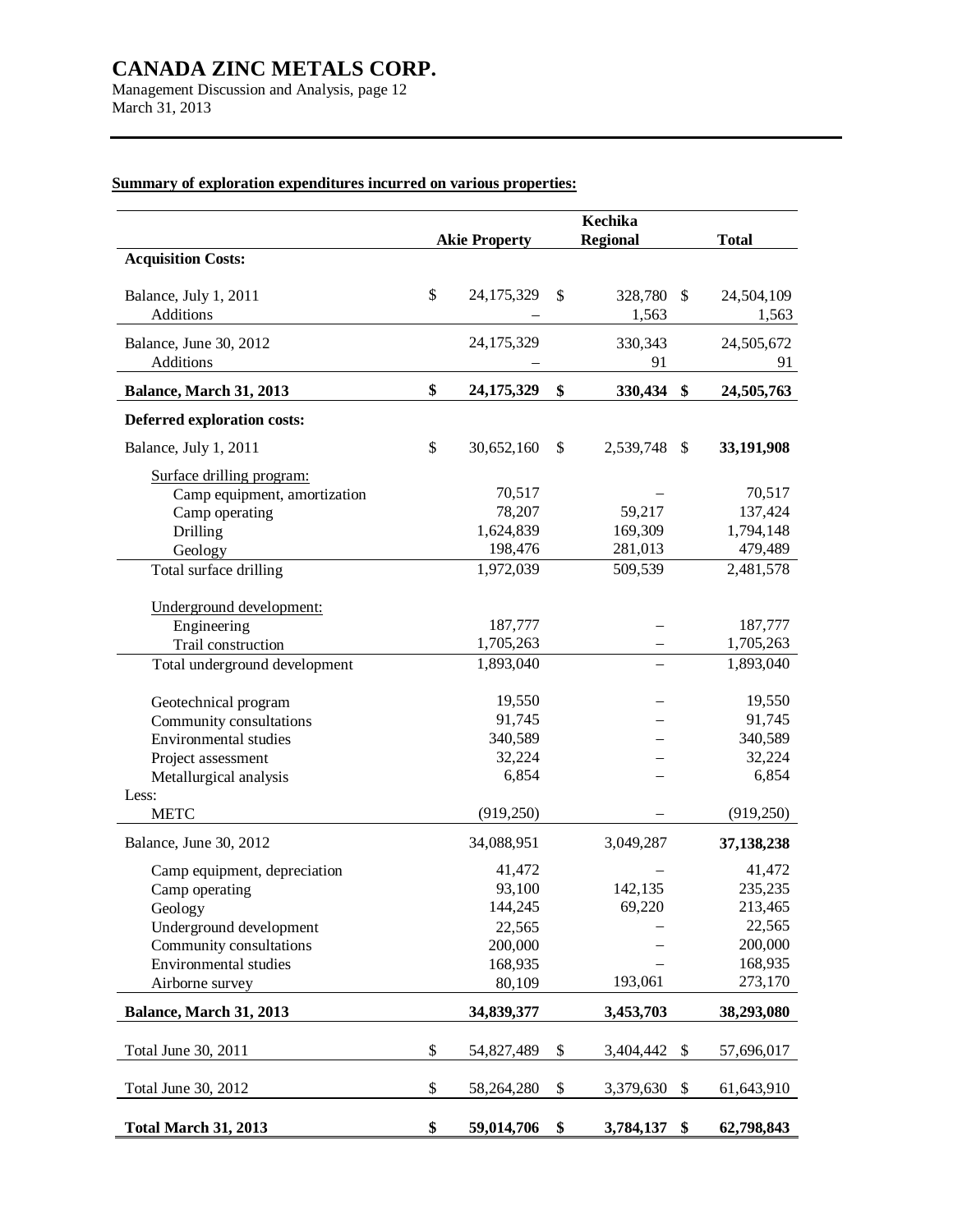**Summary of exploration expenditures incurred on various properties:**

| | Akie Property | Kechika Regional | Total |
|---|---|---|---|
| **Acquisition Costs:** | | | |
| Balance, July 1, 2011 | $ 24,175,329 | $ 328,780 | $ 24,504,109 |
| Additions | – | 1,563 | 1,563 |
| Balance, June 30, 2012 | 24,175,329 | 330,343 | 24,505,672 |
| Additions | – | 91 | 91 |
| **Balance, March 31, 2013** | **$ 24,175,329** | **$ 330,434** | **$ 24,505,763** |
| **Deferred exploration costs:** | | | |
| Balance, July 1, 2011 | $ 30,652,160 | $ 2,539,748 | $ **33,191,908** |
| Surface drilling program: | | | |
| Camp equipment, amortization | 70,517 | – | 70,517 |
| Camp operating | 78,207 | 59,217 | 137,424 |
| Drilling | 1,624,839 | 169,309 | 1,794,148 |
| Geology | 198,476 | 281,013 | 479,489 |
| Total surface drilling | 1,972,039 | 509,539 | 2,481,578 |
| Underground development: | | | |
| Engineering | 187,777 | – | 187,777 |
| Trail construction | 1,705,263 | – | 1,705,263 |
| Total underground development | 1,893,040 | – | 1,893,040 |
| Geotechnical program | 19,550 | – | 19,550 |
| Community consultations | 91,745 | – | 91,745 |
| Environmental studies | 340,589 | – | 340,589 |
| Project assessment | 32,224 | – | 32,224 |
| Metallurgical analysis | 6,854 | – | 6,854 |
| Less: | | | |
| METC | (919,250) | – | (919,250) |
| Balance, June 30, 2012 | 34,088,951 | 3,049,287 | **37,138,238** |
| Camp equipment, depreciation | 41,472 | – | 41,472 |
| Camp operating | 93,100 | 142,135 | 235,235 |
| Geology | 144,245 | 69,220 | 213,465 |
| Underground development | 22,565 | – | 22,565 |
| Community consultations | 200,000 | – | 200,000 |
| Environmental studies | 168,935 | – | 168,935 |
| Airborne survey | 80,109 | 193,061 | 273,170 |
| **Balance, March 31, 2013** | **34,839,377** | **3,453,703** | **38,293,080** |
| Total June 30, 2011 | $ 54,827,489 | $ 3,404,442 | $ 57,696,017 |
| Total June 30, 2012 | $ 58,264,280 | $ 3,379,630 | $ 61,643,910 |
| **Total March 31, 2013** | **$ 59,014,706** | **$ 3,784,137** | **$ 62,798,843** |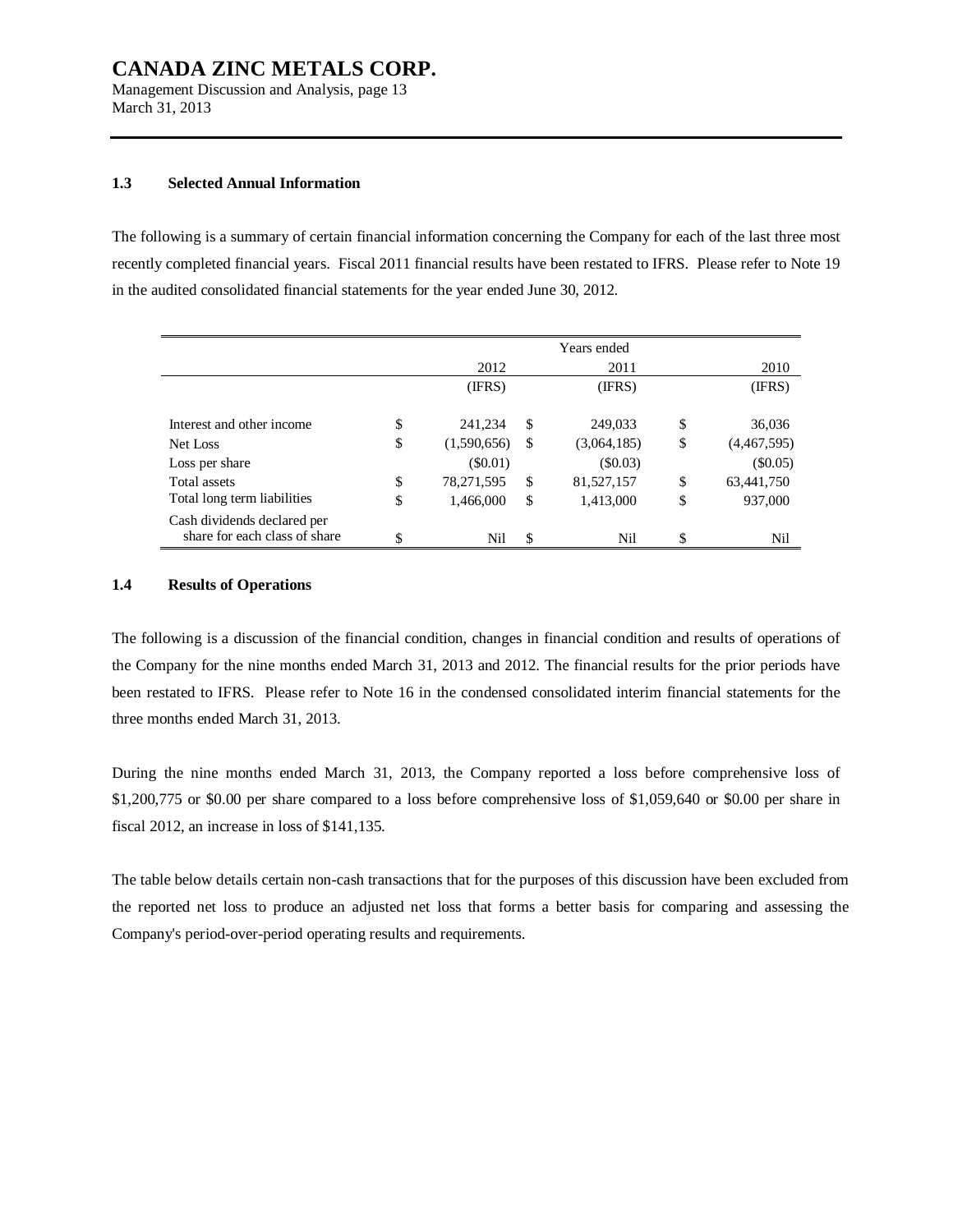### 1.3 Selected Annual Information

The following is a summary of certain financial information concerning the Company for each of the last three most recently completed financial years. Fiscal 2011 financial results have been restated to IFRS. Please refer to Note 19 in the audited consolidated financial statements for the year ended June 30, 2012.

| | Years ended | | |
|---|---|---|---|
| | 2012 | 2011 | 2010 |
| | (IFRS) | (IFRS) | (IFRS) |
| Interest and other income | $ 241,234 | $ 249,033 | $ 36,036 |
| Net Loss | $ (1,590,656) | $ (3,064,185) | $ (4,467,595) |
| Loss per share | ($0.01) | ($0.03) | ($0.05) |
| Total assets | $ 78,271,595 | $ 81,527,157 | $ 63,441,750 |
| Total long term liabilities | $ 1,466,000 | $ 1,413,000 | $ 937,000 |
| Cash dividends declared per share for each class of share | $ Nil | $ Nil | $ Nil |

### 1.4 Results of Operations

The following is a discussion of the financial condition, changes in financial condition and results of operations of the Company for the nine months ended March 31, 2013 and 2012. The financial results for the prior periods have been restated to IFRS. Please refer to Note 16 in the condensed consolidated interim financial statements for the three months ended March 31, 2013.

During the nine months ended March 31, 2013, the Company reported a loss before comprehensive loss of $1,200,775 or $0.00 per share compared to a loss before comprehensive loss of $1,059,640 or $0.00 per share in fiscal 2012, an increase in loss of $141,135.

The table below details certain non-cash transactions that for the purposes of this discussion have been excluded from the reported net loss to produce an adjusted net loss that forms a better basis for comparing and assessing the Company's period-over-period operating results and requirements.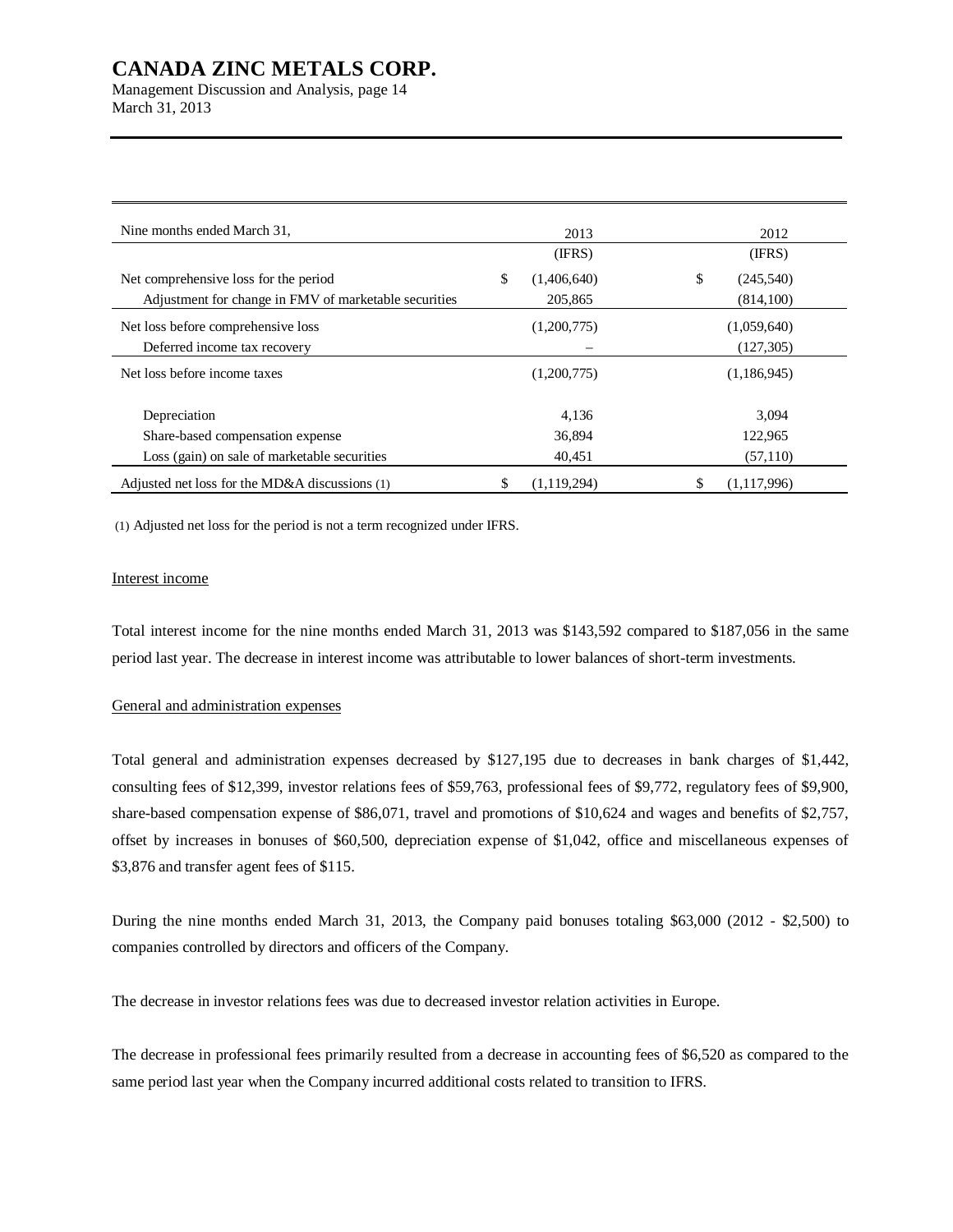| Nine months ended March 31, | 2013 | 2012 |
|---|---|---|
| | (IFRS) | (IFRS) |
| Net comprehensive loss for the period | $ (1,406,640) | $ (245,540) |
| Adjustment for change in FMV of marketable securities | 205,865 | (814,100) |
| Net loss before comprehensive loss | (1,200,775) | (1,059,640) |
| Deferred income tax recovery | – | (127,305) |
| Net loss before income taxes | (1,200,775) | (1,186,945) |
| Depreciation | 4,136 | 3,094 |
| Share-based compensation expense | 36,894 | 122,965 |
| Loss (gain) on sale of marketable securities | 40,451 | (57,110) |
| Adjusted net loss for the MD&A discussions (1) | $ (1,119,294) | $ (1,117,996) |

(1) Adjusted net loss for the period is not a term recognized under IFRS.

Interest income

Total interest income for the nine months ended March 31, 2013 was $143,592 compared to $187,056 in the same period last year. The decrease in interest income was attributable to lower balances of short-term investments.

General and administration expenses

Total general and administration expenses decreased by $127,195 due to decreases in bank charges of $1,442, consulting fees of $12,399, investor relations fees of $59,763, professional fees of $9,772, regulatory fees of $9,900, share-based compensation expense of $86,071, travel and promotions of $10,624 and wages and benefits of $2,757, offset by increases in bonuses of $60,500, depreciation expense of $1,042, office and miscellaneous expenses of $3,876 and transfer agent fees of $115.

During the nine months ended March 31, 2013, the Company paid bonuses totaling $63,000 (2012 - $2,500) to companies controlled by directors and officers of the Company.

The decrease in investor relations fees was due to decreased investor relation activities in Europe.

The decrease in professional fees primarily resulted from a decrease in accounting fees of $6,520 as compared to the same period last year when the Company incurred additional costs related to transition to IFRS.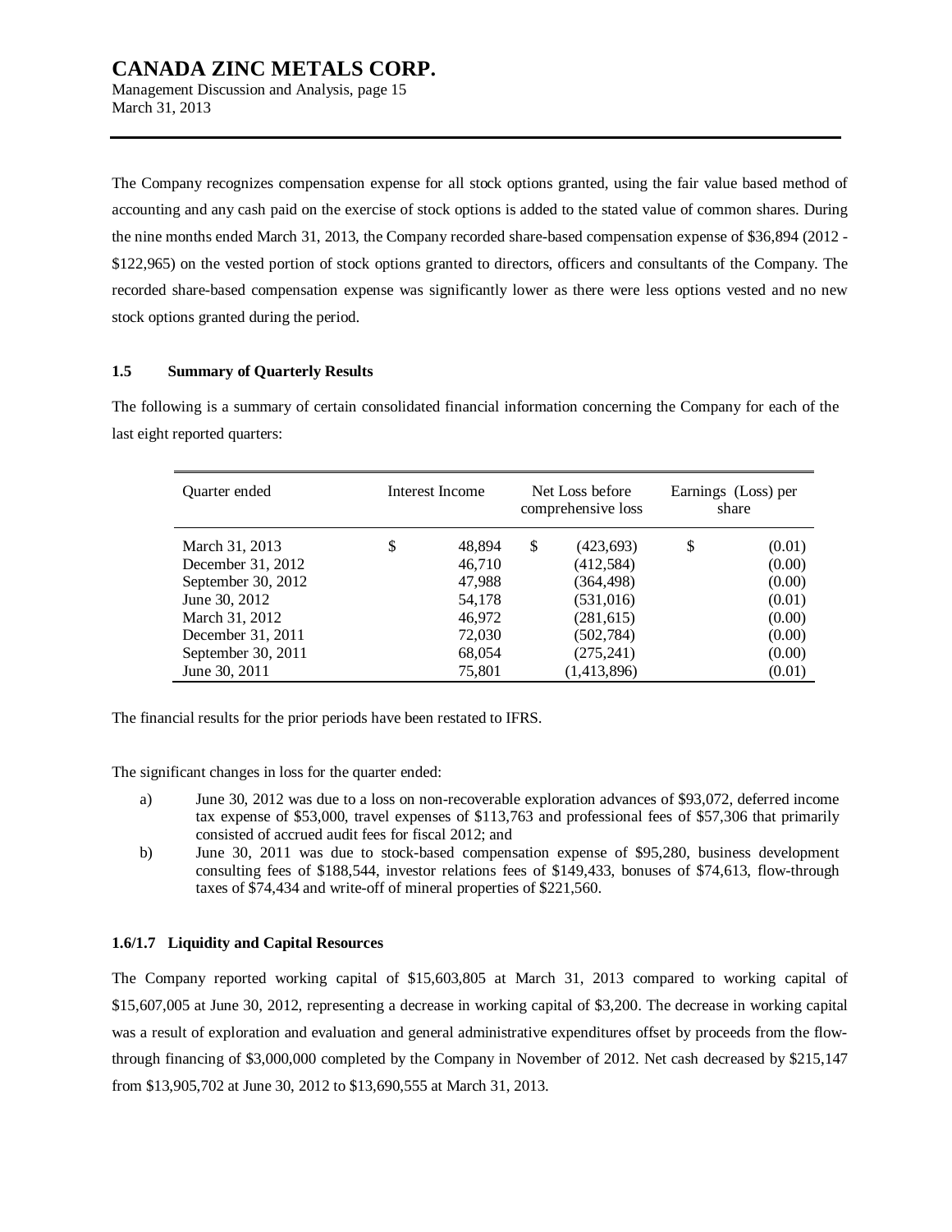The Company recognizes compensation expense for all stock options granted, using the fair value based method of accounting and any cash paid on the exercise of stock options is added to the stated value of common shares. During the nine months ended March 31, 2013, the Company recorded share-based compensation expense of $36,894 (2012 - $122,965) on the vested portion of stock options granted to directors, officers and consultants of the Company. The recorded share-based compensation expense was significantly lower as there were less options vested and no new stock options granted during the period.

## 1.5 Summary of Quarterly Results

The following is a summary of certain consolidated financial information concerning the Company for each of the last eight reported quarters:

| Quarter ended | Interest Income | Net Loss before comprehensive loss | Earnings (Loss) per share |
|---|---|---|---|
| March 31, 2013 | $ 48,894 | $ (423,693) | $ (0.01) |
| December 31, 2012 | 46,710 | (412,584) | (0.00) |
| September 30, 2012 | 47,988 | (364,498) | (0.00) |
| June 30, 2012 | 54,178 | (531,016) | (0.01) |
| March 31, 2012 | 46,972 | (281,615) | (0.00) |
| December 31, 2011 | 72,030 | (502,784) | (0.00) |
| September 30, 2011 | 68,054 | (275,241) | (0.00) |
| June 30, 2011 | 75,801 | (1,413,896) | (0.01) |

The financial results for the prior periods have been restated to IFRS.

The significant changes in loss for the quarter ended:

a) June 30, 2012 was due to a loss on non-recoverable exploration advances of $93,072, deferred income tax expense of $53,000, travel expenses of $113,763 and professional fees of $57,306 that primarily consisted of accrued audit fees for fiscal 2012; and

b) June 30, 2011 was due to stock-based compensation expense of $95,280, business development consulting fees of $188,544, investor relations fees of $149,433, bonuses of $74,613, flow-through taxes of $74,434 and write-off of mineral properties of $221,560.

## 1.6/1.7 Liquidity and Capital Resources

The Company reported working capital of $15,603,805 at March 31, 2013 compared to working capital of $15,607,005 at June 30, 2012, representing a decrease in working capital of $3,200. The decrease in working capital was a result of exploration and evaluation and general administrative expenditures offset by proceeds from the flow-through financing of $3,000,000 completed by the Company in November of 2012. Net cash decreased by $215,147 from $13,905,702 at June 30, 2012 to $13,690,555 at March 31, 2013.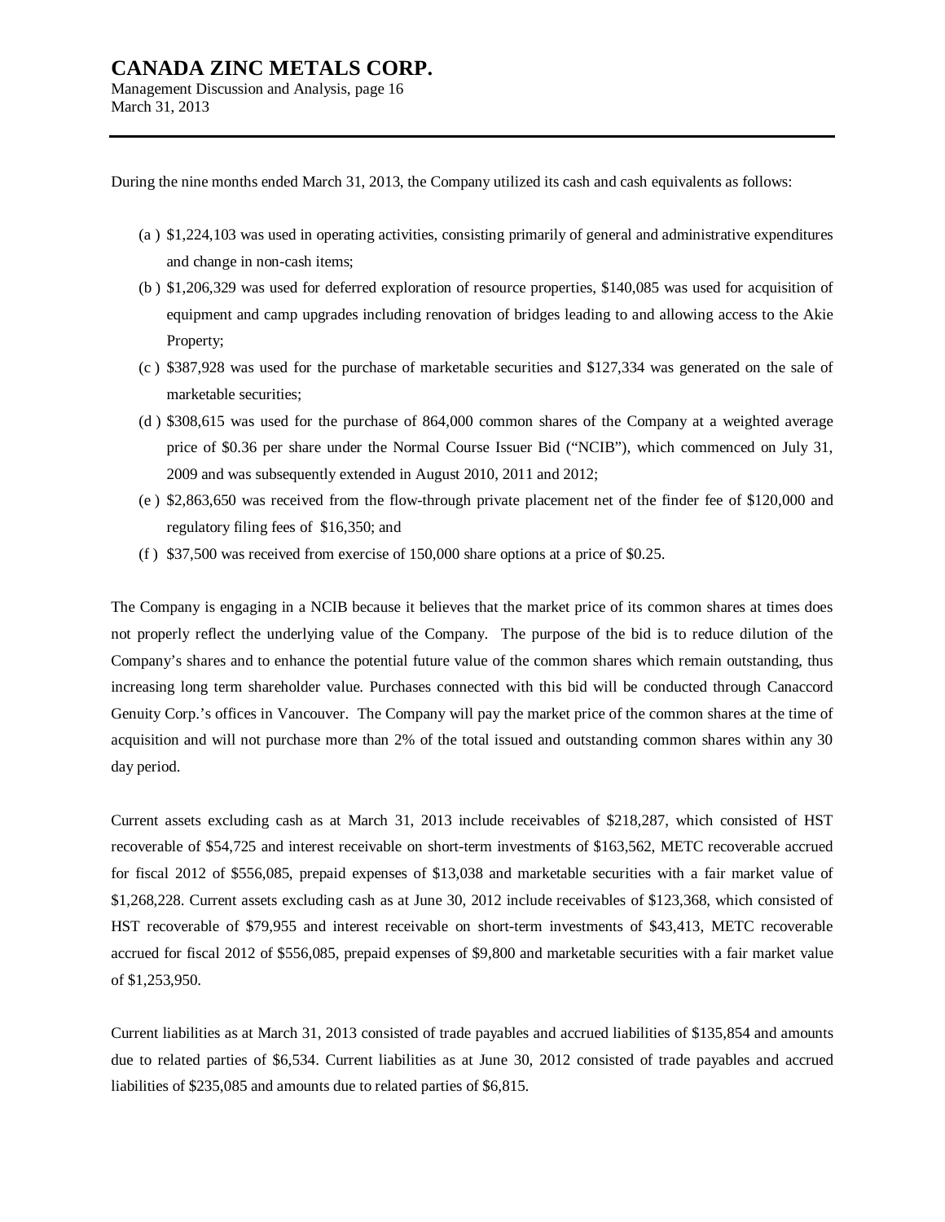During the nine months ended March 31, 2013, the Company utilized its cash and cash equivalents as follows:

(a) $1,224,103 was used in operating activities, consisting primarily of general and administrative expenditures and change in non-cash items;

(b) $1,206,329 was used for deferred exploration of resource properties, $140,085 was used for acquisition of equipment and camp upgrades including renovation of bridges leading to and allowing access to the Akie Property;

(c) $387,928 was used for the purchase of marketable securities and $127,334 was generated on the sale of marketable securities;

(d) $308,615 was used for the purchase of 864,000 common shares of the Company at a weighted average price of $0.36 per share under the Normal Course Issuer Bid ("NCIB"), which commenced on July 31, 2009 and was subsequently extended in August 2010, 2011 and 2012;

(e) $2,863,650 was received from the flow-through private placement net of the finder fee of $120,000 and regulatory filing fees of $16,350; and

(f) $37,500 was received from exercise of 150,000 share options at a price of $0.25.

The Company is engaging in a NCIB because it believes that the market price of its common shares at times does not properly reflect the underlying value of the Company. The purpose of the bid is to reduce dilution of the Company's shares and to enhance the potential future value of the common shares which remain outstanding, thus increasing long term shareholder value. Purchases connected with this bid will be conducted through Canaccord Genuity Corp.'s offices in Vancouver. The Company will pay the market price of the common shares at the time of acquisition and will not purchase more than 2% of the total issued and outstanding common shares within any 30 day period.

Current assets excluding cash as at March 31, 2013 include receivables of $218,287, which consisted of HST recoverable of $54,725 and interest receivable on short-term investments of $163,562, METC recoverable accrued for fiscal 2012 of $556,085, prepaid expenses of $13,038 and marketable securities with a fair market value of $1,268,228. Current assets excluding cash as at June 30, 2012 include receivables of $123,368, which consisted of HST recoverable of $79,955 and interest receivable on short-term investments of $43,413, METC recoverable accrued for fiscal 2012 of $556,085, prepaid expenses of $9,800 and marketable securities with a fair market value of $1,253,950.

Current liabilities as at March 31, 2013 consisted of trade payables and accrued liabilities of $135,854 and amounts due to related parties of $6,534. Current liabilities as at June 30, 2012 consisted of trade payables and accrued liabilities of $235,085 and amounts due to related parties of $6,815.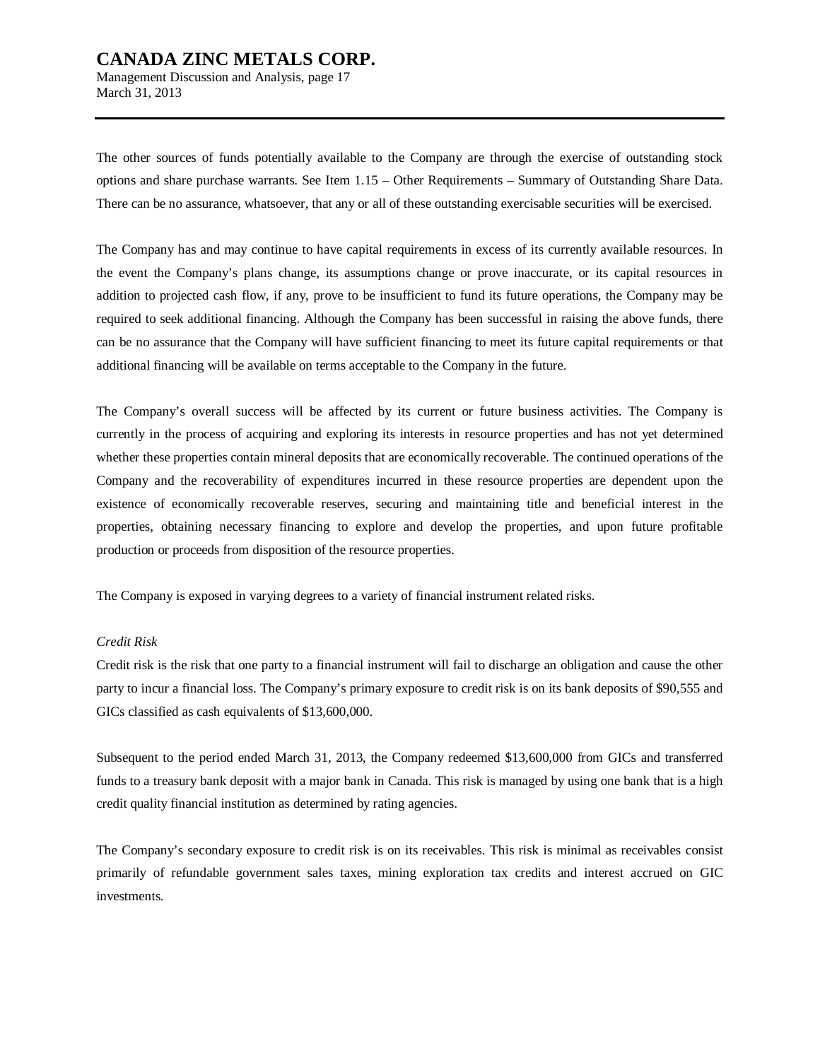The other sources of funds potentially available to the Company are through the exercise of outstanding stock options and share purchase warrants. See Item 1.15 – Other Requirements – Summary of Outstanding Share Data. There can be no assurance, whatsoever, that any or all of these outstanding exercisable securities will be exercised.

The Company has and may continue to have capital requirements in excess of its currently available resources. In the event the Company's plans change, its assumptions change or prove inaccurate, or its capital resources in addition to projected cash flow, if any, prove to be insufficient to fund its future operations, the Company may be required to seek additional financing. Although the Company has been successful in raising the above funds, there can be no assurance that the Company will have sufficient financing to meet its future capital requirements or that additional financing will be available on terms acceptable to the Company in the future.

The Company's overall success will be affected by its current or future business activities. The Company is currently in the process of acquiring and exploring its interests in resource properties and has not yet determined whether these properties contain mineral deposits that are economically recoverable. The continued operations of the Company and the recoverability of expenditures incurred in these resource properties are dependent upon the existence of economically recoverable reserves, securing and maintaining title and beneficial interest in the properties, obtaining necessary financing to explore and develop the properties, and upon future profitable production or proceeds from disposition of the resource properties.

The Company is exposed in varying degrees to a variety of financial instrument related risks.

*Credit Risk*

Credit risk is the risk that one party to a financial instrument will fail to discharge an obligation and cause the other party to incur a financial loss. The Company's primary exposure to credit risk is on its bank deposits of $90,555 and GICs classified as cash equivalents of $13,600,000.

Subsequent to the period ended March 31, 2013, the Company redeemed $13,600,000 from GICs and transferred funds to a treasury bank deposit with a major bank in Canada. This risk is managed by using one bank that is a high credit quality financial institution as determined by rating agencies.

The Company's secondary exposure to credit risk is on its receivables. This risk is minimal as receivables consist primarily of refundable government sales taxes, mining exploration tax credits and interest accrued on GIC investments.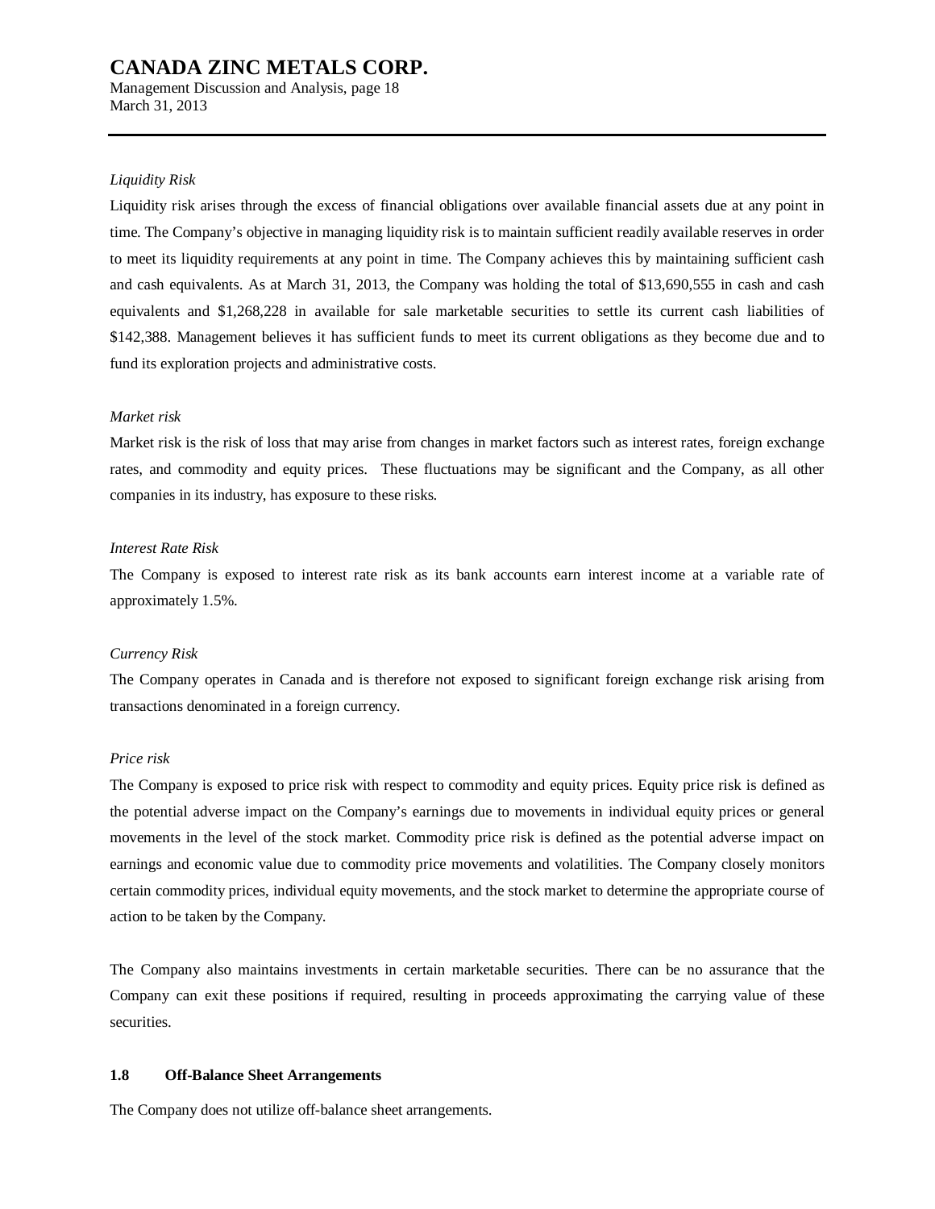*Liquidity Risk*

Liquidity risk arises through the excess of financial obligations over available financial assets due at any point in time. The Company's objective in managing liquidity risk is to maintain sufficient readily available reserves in order to meet its liquidity requirements at any point in time. The Company achieves this by maintaining sufficient cash and cash equivalents. As at March 31, 2013, the Company was holding the total of $13,690,555 in cash and cash equivalents and $1,268,228 in available for sale marketable securities to settle its current cash liabilities of $142,388. Management believes it has sufficient funds to meet its current obligations as they become due and to fund its exploration projects and administrative costs.

*Market risk*

Market risk is the risk of loss that may arise from changes in market factors such as interest rates, foreign exchange rates, and commodity and equity prices. These fluctuations may be significant and the Company, as all other companies in its industry, has exposure to these risks.

*Interest Rate Risk*

The Company is exposed to interest rate risk as its bank accounts earn interest income at a variable rate of approximately 1.5%.

*Currency Risk*

The Company operates in Canada and is therefore not exposed to significant foreign exchange risk arising from transactions denominated in a foreign currency.

*Price risk*

The Company is exposed to price risk with respect to commodity and equity prices. Equity price risk is defined as the potential adverse impact on the Company's earnings due to movements in individual equity prices or general movements in the level of the stock market. Commodity price risk is defined as the potential adverse impact on earnings and economic value due to commodity price movements and volatilities. The Company closely monitors certain commodity prices, individual equity movements, and the stock market to determine the appropriate course of action to be taken by the Company.

The Company also maintains investments in certain marketable securities. There can be no assurance that the Company can exit these positions if required, resulting in proceeds approximating the carrying value of these securities.

### 1.8 Off-Balance Sheet Arrangements

The Company does not utilize off-balance sheet arrangements.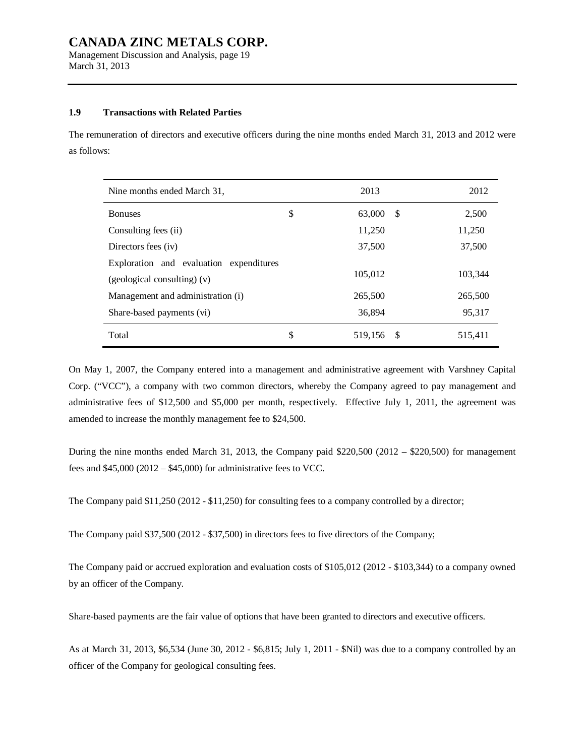### 1.9 Transactions with Related Parties

The remuneration of directors and executive officers during the nine months ended March 31, 2013 and 2012 were as follows:

| Nine months ended March 31, | | 2013 | | 2012 |
|---|---|---|---|---|
| Bonuses | $ | 63,000 | $ | 2,500 |
| Consulting fees (ii) | | 11,250 | | 11,250 |
| Directors fees (iv) | | 37,500 | | 37,500 |
| Exploration and evaluation expenditures (geological consulting) (v) | | 105,012 | | 103,344 |
| Management and administration (i) | | 265,500 | | 265,500 |
| Share-based payments (vi) | | 36,894 | | 95,317 |
| Total | $ | 519,156 | $ | 515,411 |

On May 1, 2007, the Company entered into a management and administrative agreement with Varshney Capital Corp. ("VCC"), a company with two common directors, whereby the Company agreed to pay management and administrative fees of $12,500 and $5,000 per month, respectively. Effective July 1, 2011, the agreement was amended to increase the monthly management fee to $24,500.

During the nine months ended March 31, 2013, the Company paid $220,500 (2012 – $220,500) for management fees and $45,000 (2012 – $45,000) for administrative fees to VCC.

The Company paid $11,250 (2012 - $11,250) for consulting fees to a company controlled by a director;

The Company paid $37,500 (2012 - $37,500) in directors fees to five directors of the Company;

The Company paid or accrued exploration and evaluation costs of $105,012 (2012 - $103,344) to a company owned by an officer of the Company.

Share-based payments are the fair value of options that have been granted to directors and executive officers.

As at March 31, 2013, $6,534 (June 30, 2012 - $6,815; July 1, 2011 - $Nil) was due to a company controlled by an officer of the Company for geological consulting fees.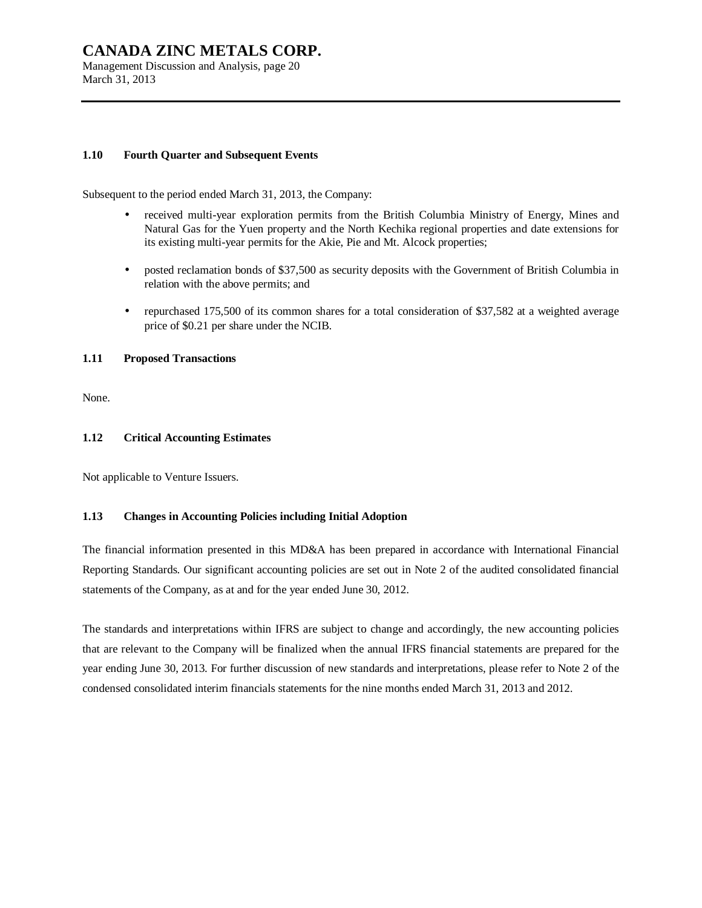### 1.10 Fourth Quarter and Subsequent Events

Subsequent to the period ended March 31, 2013, the Company:

- received multi-year exploration permits from the British Columbia Ministry of Energy, Mines and Natural Gas for the Yuen property and the North Kechika regional properties and date extensions for its existing multi-year permits for the Akie, Pie and Mt. Alcock properties;
- posted reclamation bonds of $37,500 as security deposits with the Government of British Columbia in relation with the above permits; and
- repurchased 175,500 of its common shares for a total consideration of $37,582 at a weighted average price of $0.21 per share under the NCIB.

### 1.11 Proposed Transactions

None.

### 1.12 Critical Accounting Estimates

Not applicable to Venture Issuers.

### 1.13 Changes in Accounting Policies including Initial Adoption

The financial information presented in this MD&A has been prepared in accordance with International Financial Reporting Standards. Our significant accounting policies are set out in Note 2 of the audited consolidated financial statements of the Company, as at and for the year ended June 30, 2012.

The standards and interpretations within IFRS are subject to change and accordingly, the new accounting policies that are relevant to the Company will be finalized when the annual IFRS financial statements are prepared for the year ending June 30, 2013. For further discussion of new standards and interpretations, please refer to Note 2 of the condensed consolidated interim financials statements for the nine months ended March 31, 2013 and 2012.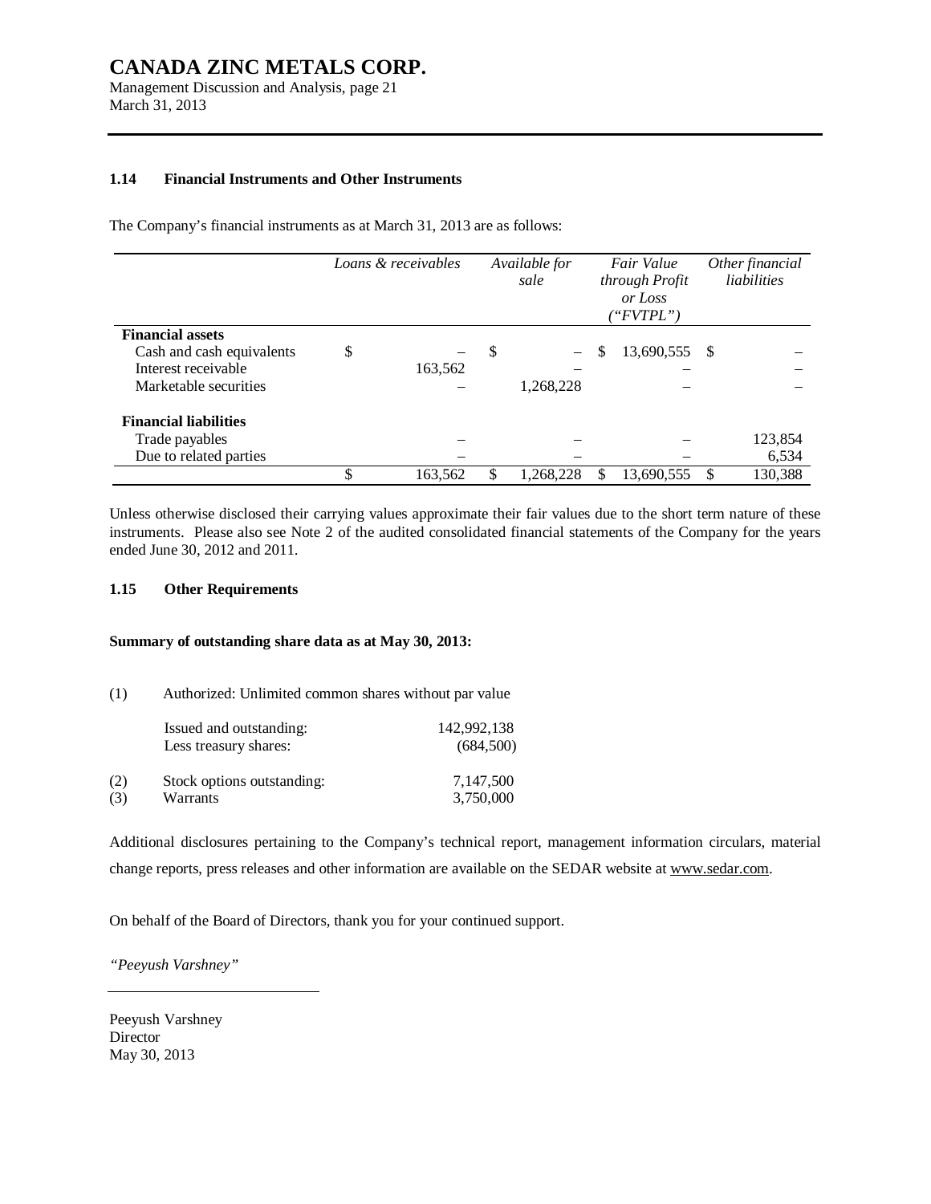### 1.14 Financial Instruments and Other Instruments

The Company's financial instruments as at March 31, 2013 are as follows:

| | *Loans & receivables* | *Available for sale* | *Fair Value through Profit or Loss ("FVTPL")* | *Other financial liabilities* |
|---|---|---|---|---|
| **Financial assets** | | | | |
| Cash and cash equivalents | $ – | $ – | $ 13,690,555 | $ – |
| Interest receivable | 163,562 | – | – | – |
| Marketable securities | – | 1,268,228 | – | – |
| **Financial liabilities** | | | | |
| Trade payables | – | – | – | 123,854 |
| Due to related parties | – | – | – | 6,534 |
| | $ 163,562 | $ 1,268,228 | $ 13,690,555 | $ 130,388 |

Unless otherwise disclosed their carrying values approximate their fair values due to the short term nature of these instruments. Please also see Note 2 of the audited consolidated financial statements of the Company for the years ended June 30, 2012 and 2011.

### 1.15 Other Requirements

**Summary of outstanding share data as at May 30, 2013:**

(1) Authorized: Unlimited common shares without par value

| | | |
|---|---|---|
| | Issued and outstanding: | 142,992,138 |
| | Less treasury shares: | (684,500) |
| (2) | Stock options outstanding: | 7,147,500 |
| (3) | Warrants | 3,750,000 |

Additional disclosures pertaining to the Company's technical report, management information circulars, material change reports, press releases and other information are available on the SEDAR website at www.sedar.com.

On behalf of the Board of Directors, thank you for your continued support.

*"Peeyush Varshney"*

Peeyush Varshney
Director
May 30, 2013